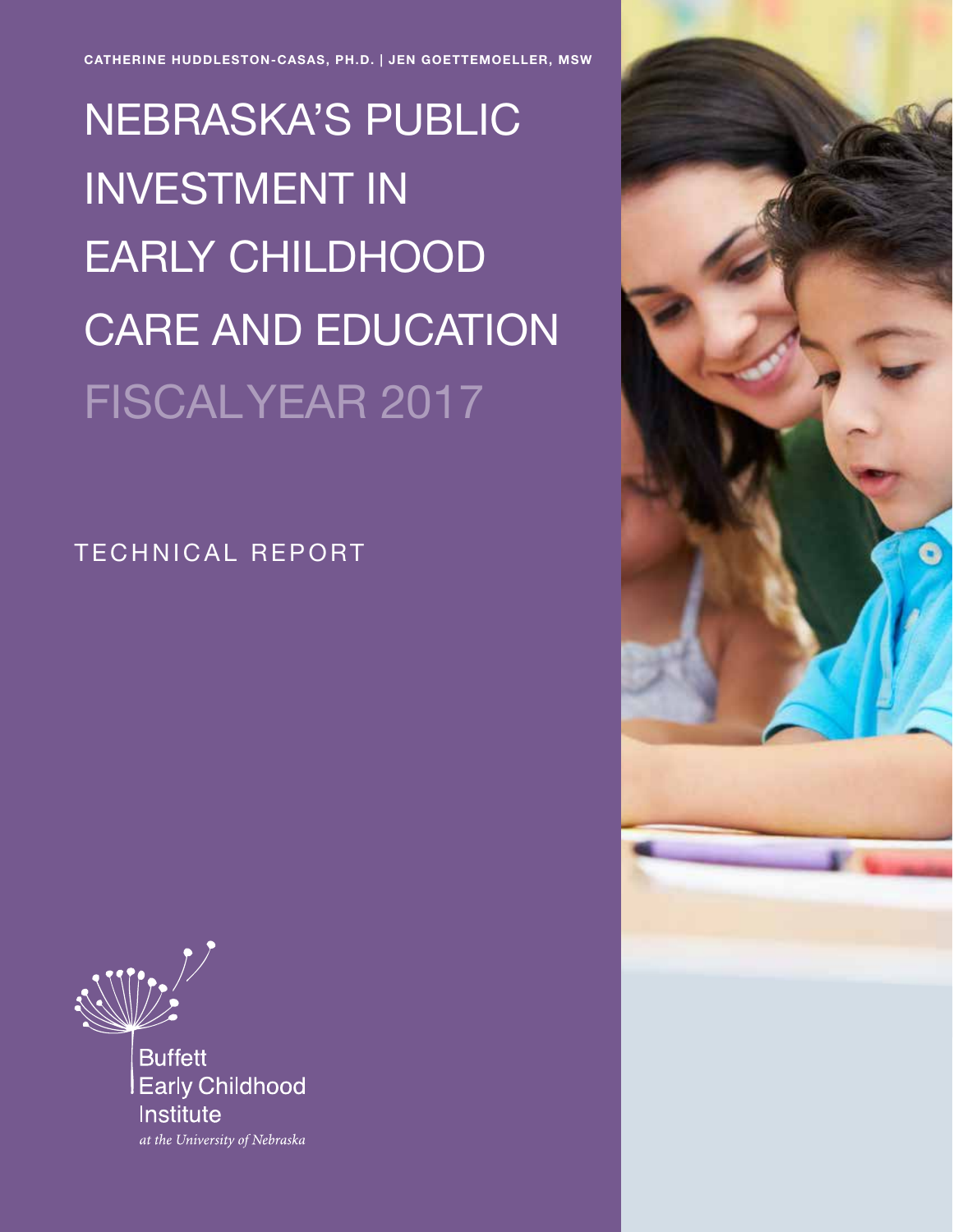CATHERINE HUDDLESTON-CASAS, PH.D. | JEN GOETTEMOELLER, MSW

# NEBRASKA'S PUBLIC INVESTMENT IN EARLY CHILDHOOD CARE AND EDUCATION FISCAL YEAR 2017

## TECHNICAL REPORT

Buffett Early Childhood Institute

*at the University of Nebraska*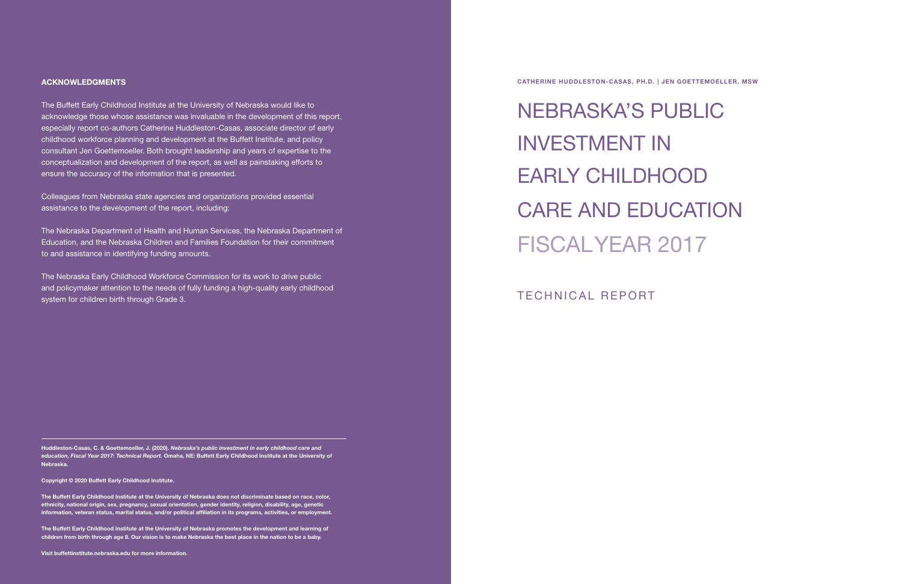## ACKNOWLEDGMENTS

The Buffett Early Childhood Institute at the University of Nebraska would like to acknowledge those whose assistance was invaluable in the development of this report, especially report co-authors Catherine Huddleston-Casas, associate director of early childhood workforce planning and development at the Buffett Institute, and policy consultant Jen Goettemoeller. Both brought leadership and years of expertise to the conceptualization and development of the report, as well as painstaking efforts to ensure the accuracy of the information that is presented.

Colleagues from Nebraska state agencies and organizations provided essential assistance to the development of the report, including:

The Nebraska Department of Health and Human Services, the Nebraska Department of Education, and the Nebraska Children and Families Foundation for their commitment to and assistance in identifying funding amounts.

The Nebraska Early Childhood Workforce Commission for its work to drive public and policymaker attention to the needs of fully funding a high-quality early childhood system for children birth through Grade 3.

---

**Huddleston-Casas, C. & Goettemoeller, J. (2020). *Nebraska's public investment in early childhood care and education, Fiscal Year 2017: Technical Report.* Omaha, NE: Buffett Early Childhood Institute at the University of Nebraska.**

**Copyright © 2020 Buffett Early Childhood Institute.**

**The Buffett Early Childhood Institute at the University of Nebraska does not discriminate based on race, color, ethnicity, national origin, sex, pregnancy, sexual orientation, gender identity, religion, disability, age, genetic information, veteran status, marital status, and/or political affiliation in its programs, activities, or employment.**

**The Buffett Early Childhood Institute at the University of Nebraska promotes the development and learning of children from birth through age 8. Our vision is to make Nebraska the best place in the nation to be a baby.**

**Visit buffettinstitute.nebraska.edu for more information.**

**CATHERINE HUDDLESTON-CASAS, PH.D. | JEN GOETTEMOELLER, MSW**

# NEBRASKA'S PUBLIC INVESTMENT IN EARLY CHILDHOOD CARE AND EDUCATION FISCAL YEAR 2017

## TECHNICAL REPORT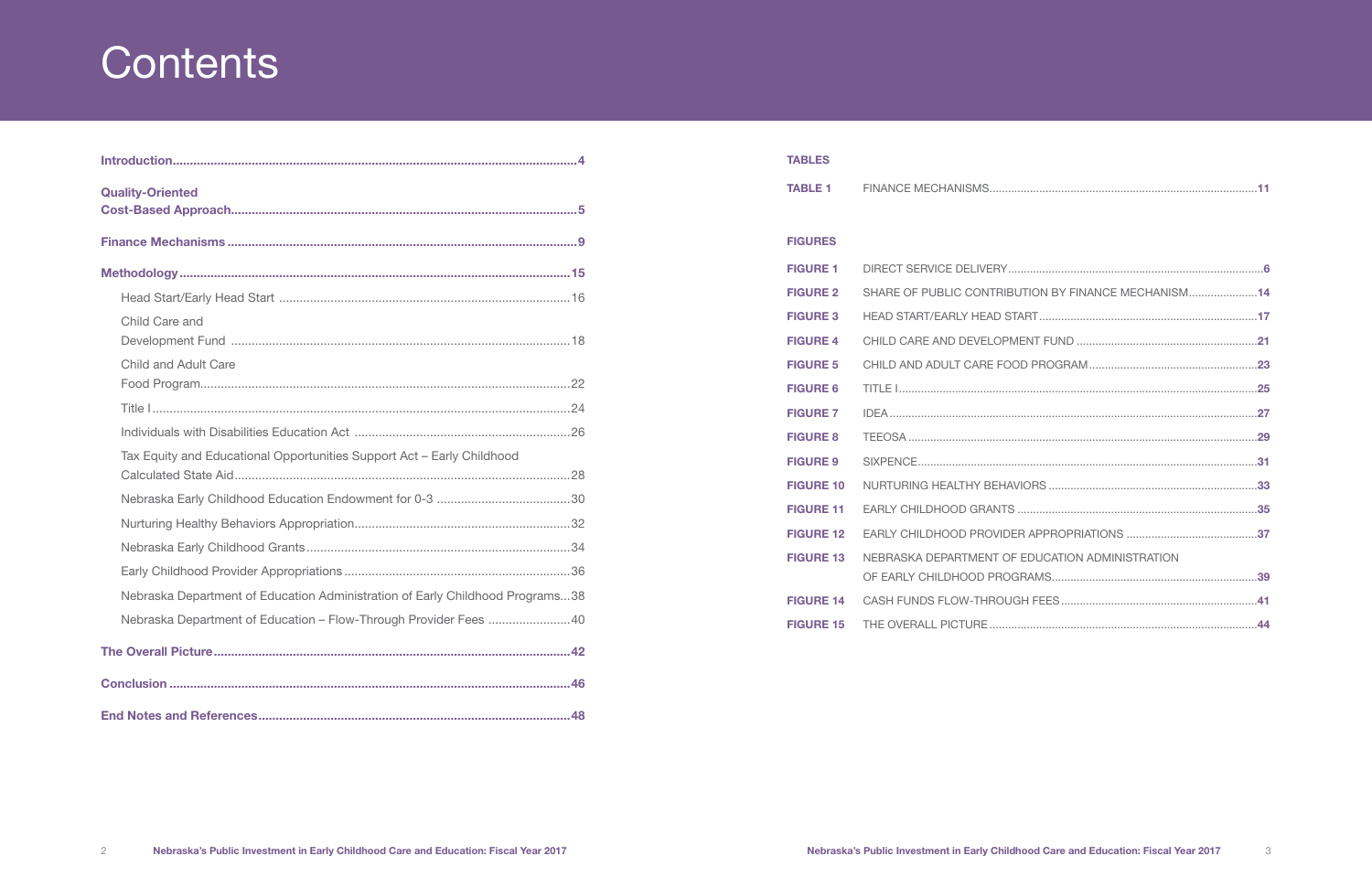# Contents

- **Introduction** .......... 4
- **Quality-Oriented Cost-Based Approach** .......... 5
- **Finance Mechanisms** .......... 9
- **Methodology** .......... 15
  - Head Start/Early Head Start .......... 16
  - Child Care and Development Fund .......... 18
  - Child and Adult Care Food Program .......... 22
  - Title I .......... 24
  - Individuals with Disabilities Education Act .......... 26
  - Tax Equity and Educational Opportunities Support Act – Early Childhood Calculated State Aid .......... 28
  - Nebraska Early Childhood Education Endowment for 0-3 .......... 30
  - Nurturing Healthy Behaviors Appropriation .......... 32
  - Nebraska Early Childhood Grants .......... 34
  - Early Childhood Provider Appropriations .......... 36
  - Nebraska Department of Education Administration of Early Childhood Programs .......... 38
  - Nebraska Department of Education – Flow-Through Provider Fees .......... 40
- **The Overall Picture** .......... 42
- **Conclusion** .......... 46
- **End Notes and References** .......... 48

## TABLES

| | | |
|---|---|---|
| **TABLE 1** | FINANCE MECHANISMS | **11** |

## FIGURES

| | | |
|---|---|---|
| **FIGURE 1** | DIRECT SERVICE DELIVERY | **6** |
| **FIGURE 2** | SHARE OF PUBLIC CONTRIBUTION BY FINANCE MECHANISM | **14** |
| **FIGURE 3** | HEAD START/EARLY HEAD START | **17** |
| **FIGURE 4** | CHILD CARE AND DEVELOPMENT FUND | **21** |
| **FIGURE 5** | CHILD AND ADULT CARE FOOD PROGRAM | **23** |
| **FIGURE 6** | TITLE I | **25** |
| **FIGURE 7** | IDEA | **27** |
| **FIGURE 8** | TEEOSA | **29** |
| **FIGURE 9** | SIXPENCE | **31** |
| **FIGURE 10** | NURTURING HEALTHY BEHAVIORS | **33** |
| **FIGURE 11** | EARLY CHILDHOOD GRANTS | **35** |
| **FIGURE 12** | EARLY CHILDHOOD PROVIDER APPROPRIATIONS | **37** |
| **FIGURE 13** | NEBRASKA DEPARTMENT OF EDUCATION ADMINISTRATION OF EARLY CHILDHOOD PROGRAMS | **39** |
| **FIGURE 14** | CASH FUNDS FLOW-THROUGH FEES | **41** |
| **FIGURE 15** | THE OVERALL PICTURE | **44** |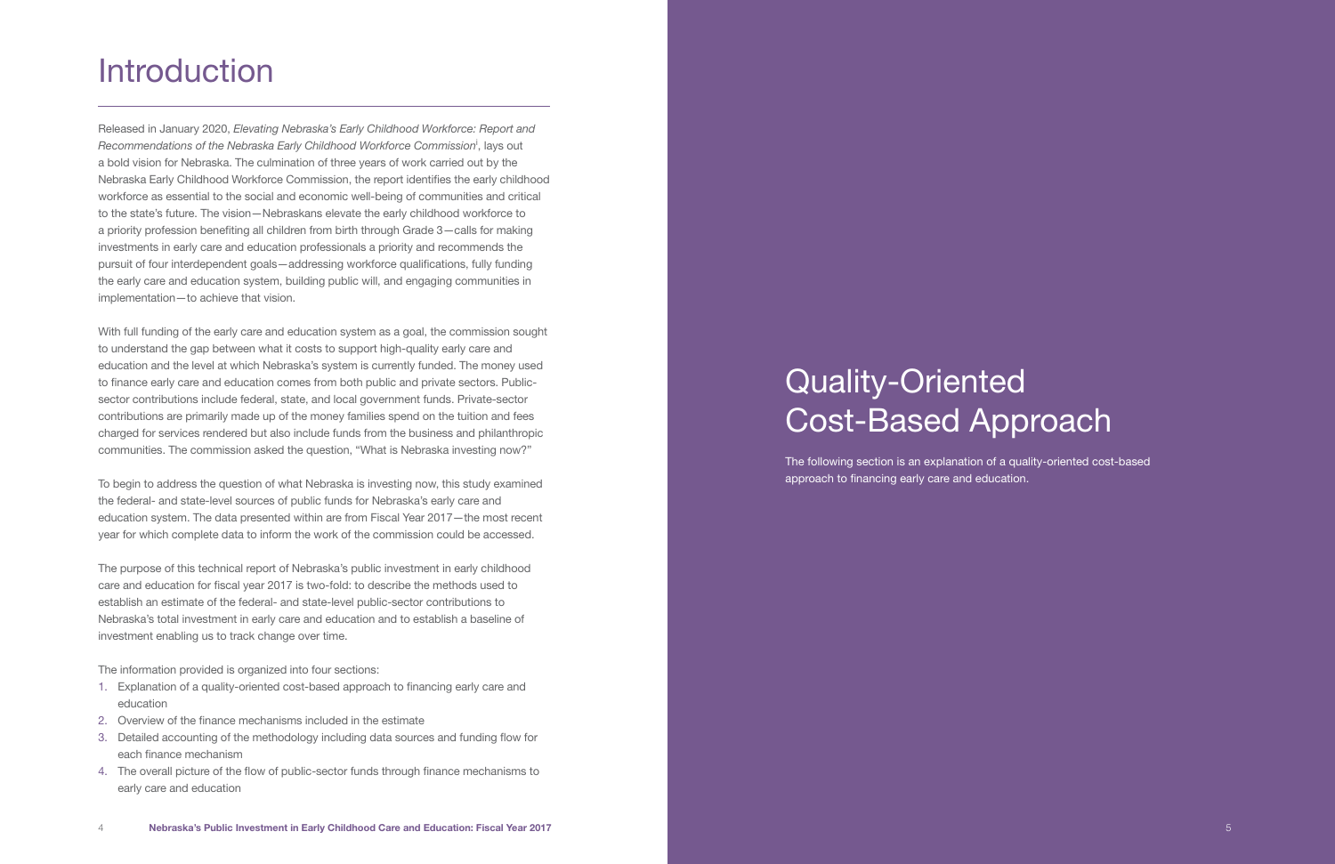# Introduction

Released in January 2020, *Elevating Nebraska's Early Childhood Workforce: Report and Recommendations of the Nebraska Early Childhood Workforce Commission*[i], lays out a bold vision for Nebraska. The culmination of three years of work carried out by the Nebraska Early Childhood Workforce Commission, the report identifies the early childhood workforce as essential to the social and economic well-being of communities and critical to the state's future. The vision—Nebraskans elevate the early childhood workforce to a priority profession benefiting all children from birth through Grade 3—calls for making investments in early care and education professionals a priority and recommends the pursuit of four interdependent goals—addressing workforce qualifications, fully funding the early care and education system, building public will, and engaging communities in implementation—to achieve that vision.

With full funding of the early care and education system as a goal, the commission sought to understand the gap between what it costs to support high-quality early care and education and the level at which Nebraska's system is currently funded. The money used to finance early care and education comes from both public and private sectors. Public-sector contributions include federal, state, and local government funds. Private-sector contributions are primarily made up of the money families spend on the tuition and fees charged for services rendered but also include funds from the business and philanthropic communities. The commission asked the question, "What is Nebraska investing now?"

To begin to address the question of what Nebraska is investing now, this study examined the federal- and state-level sources of public funds for Nebraska's early care and education system. The data presented within are from Fiscal Year 2017—the most recent year for which complete data to inform the work of the commission could be accessed.

The purpose of this technical report of Nebraska's public investment in early childhood care and education for fiscal year 2017 is two-fold: to describe the methods used to establish an estimate of the federal- and state-level public-sector contributions to Nebraska's total investment in early care and education and to establish a baseline of investment enabling us to track change over time.

The information provided is organized into four sections:

1. Explanation of a quality-oriented cost-based approach to financing early care and education
2. Overview of the finance mechanisms included in the estimate
3. Detailed accounting of the methodology including data sources and funding flow for each finance mechanism
4. The overall picture of the flow of public-sector funds through finance mechanisms to early care and education

# Quality-Oriented Cost-Based Approach

The following section is an explanation of a quality-oriented cost-based approach to financing early care and education.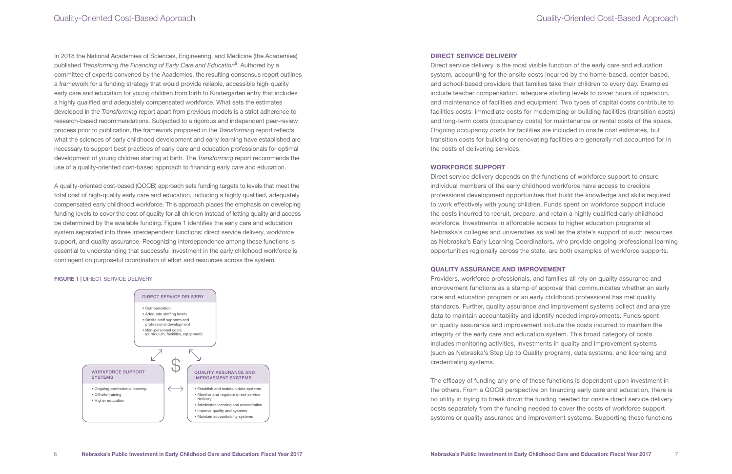In 2018 the National Academies of Sciences, Engineering, and Medicine (the Academies) published *Transforming the Financing of Early Care and Education*[ii]. Authored by a committee of experts convened by the Academies, the resulting consensus report outlines a framework for a funding strategy that would provide reliable, accessible high-quality early care and education for young children from birth to Kindergarten entry that includes a highly qualified and adequately compensated workforce. What sets the estimates developed in the *Transforming* report apart from previous models is a strict adherence to research-based recommendations. Subjected to a rigorous and independent peer-review process prior to publication, the framework proposed in the *Transforming* report reflects what the sciences of early childhood development and early learning have established are necessary to support best practices of early care and education professionals for optimal development of young children starting at birth. The *Transforming* report recommends the use of a quality-oriented cost-based approach to financing early care and education.

A quality-oriented cost-based (QOCB) approach sets funding targets to levels that meet the total cost of high-quality early care and education, including a highly qualified, adequately compensated early childhood workforce. This approach places the emphasis on developing funding levels to cover the cost of quality for all children instead of letting quality and access be determined by the available funding. Figure 1 identifies the early care and education system separated into three interdependent functions: direct service delivery, workforce support, and quality assurance. Recognizing interdependence among these functions is essential to understanding that successful investment in the early childhood workforce is contingent on purposeful coordination of effort and resources across the system.

**FIGURE 1** | DIRECT SERVICE DELIVERY

**DIRECT SERVICE DELIVERY**

- Compensation
- Adequate staffing levels
- Onsite staff supports and professional development
- Non-personnel costs (curriculum, facilities, equipment)

$

**WORKFORCE SUPPORT SYSTEMS**

- Ongoing professional learning
- Off-site training
- Higher education

**QUALITY ASSURANCE AND IMPROVEMENT SYSTEMS**

- Establish and maintain data systems
- Monitor and regulate direct service delivery
- Administer licensing and accreditation
- Improve quality and systems
- Maintain accountability systems

### DIRECT SERVICE DELIVERY

Direct service delivery is the most visible function of the early care and education system, accounting for the onsite costs incurred by the home-based, center-based, and school-based providers that families take their children to every day. Examples include teacher compensation, adequate staffing levels to cover hours of operation, and maintenance of facilities and equipment. Two types of capital costs contribute to facilities costs: immediate costs for modernizing or building facilities (transition costs) and long-term costs (occupancy costs) for maintenance or rental costs of the space. Ongoing occupancy costs for facilities are included in onsite cost estimates, but transition costs for building or renovating facilities are generally not accounted for in the costs of delivering services.

### WORKFORCE SUPPORT

Direct service delivery depends on the functions of workforce support to ensure individual members of the early childhood workforce have access to credible professional development opportunities that build the knowledge and skills required to work effectively with young children. Funds spent on workforce support include the costs incurred to recruit, prepare, and retain a highly qualified early childhood workforce. Investments in affordable access to higher education programs at Nebraska's colleges and universities as well as the state's support of such resources as Nebraska's Early Learning Coordinators, who provide ongoing professional learning opportunities regionally across the state, are both examples of workforce supports.

### QUALITY ASSURANCE AND IMPROVEMENT

Providers, workforce professionals, and families all rely on quality assurance and improvement functions as a stamp of approval that communicates whether an early care and education program or an early childhood professional has met quality standards. Further, quality assurance and improvement systems collect and analyze data to maintain accountability and identify needed improvements. Funds spent on quality assurance and improvement include the costs incurred to maintain the integrity of the early care and education system. This broad category of costs includes monitoring activities, investments in quality and improvement systems (such as Nebraska's Step Up to Quality program), data systems, and licensing and credentialing systems.

The efficacy of funding any one of these functions is dependent upon investment in the others. From a QOCB perspective on financing early care and education, there is no utility in trying to break down the funding needed for onsite direct service delivery costs separately from the funding needed to cover the costs of workforce support systems or quality assurance and improvement systems. Supporting these functions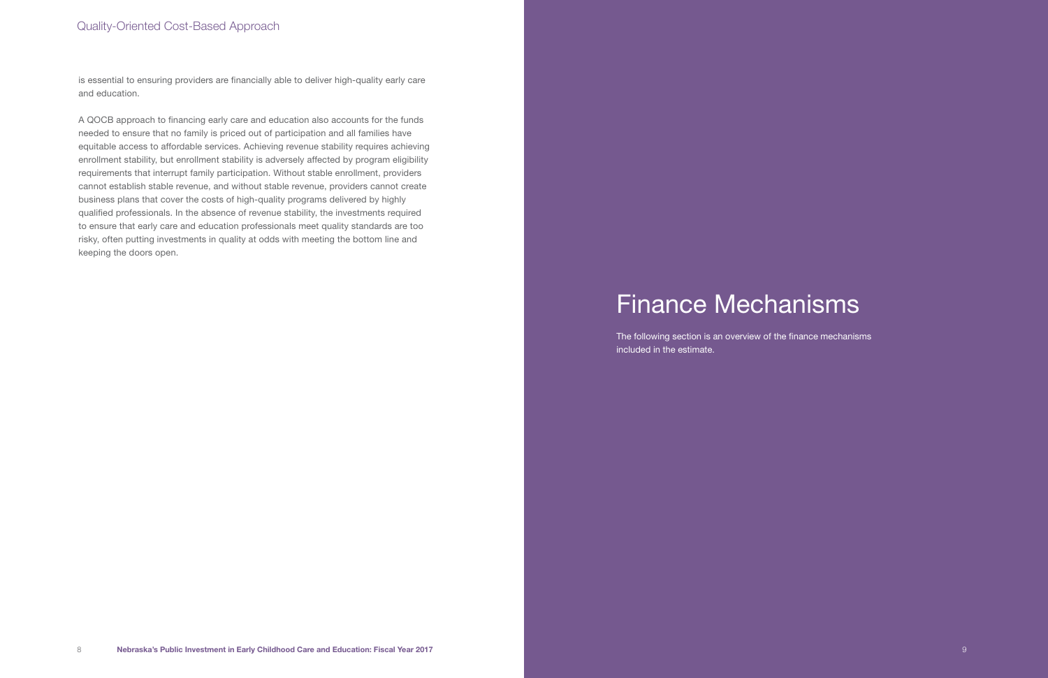is essential to ensuring providers are financially able to deliver high-quality early care and education.

A QOCB approach to financing early care and education also accounts for the funds needed to ensure that no family is priced out of participation and all families have equitable access to affordable services. Achieving revenue stability requires achieving enrollment stability, but enrollment stability is adversely affected by program eligibility requirements that interrupt family participation. Without stable enrollment, providers cannot establish stable revenue, and without stable revenue, providers cannot create business plans that cover the costs of high-quality programs delivered by highly qualified professionals. In the absence of revenue stability, the investments required to ensure that early care and education professionals meet quality standards are too risky, often putting investments in quality at odds with meeting the bottom line and keeping the doors open.

# Finance Mechanisms

The following section is an overview of the finance mechanisms included in the estimate.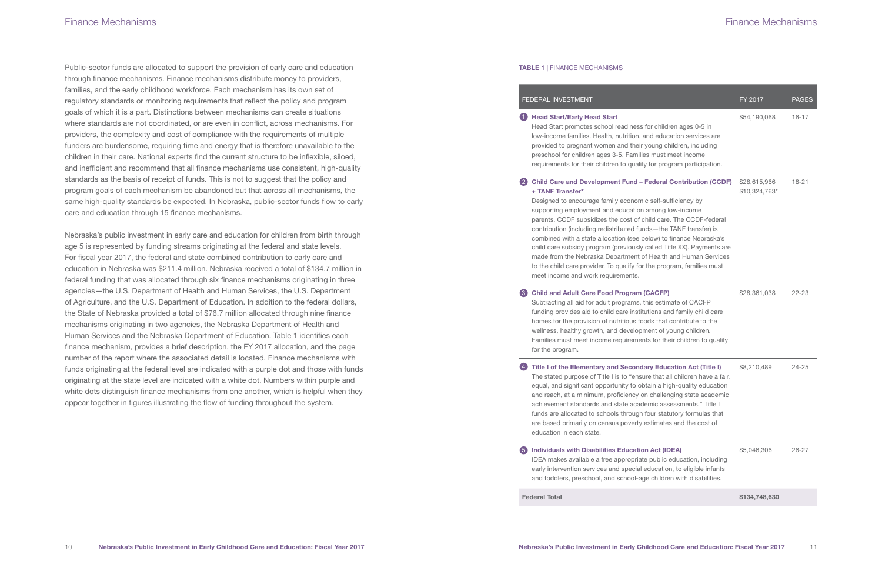Public-sector funds are allocated to support the provision of early care and education through finance mechanisms. Finance mechanisms distribute money to providers, families, and the early childhood workforce. Each mechanism has its own set of regulatory standards or monitoring requirements that reflect the policy and program goals of which it is a part. Distinctions between mechanisms can create situations where standards are not coordinated, or are even in conflict, across mechanisms. For providers, the complexity and cost of compliance with the requirements of multiple funders are burdensome, requiring time and energy that is therefore unavailable to the children in their care. National experts find the current structure to be inflexible, siloed, and inefficient and recommend that all finance mechanisms use consistent, high-quality standards as the basis of receipt of funds. This is not to suggest that the policy and program goals of each mechanism be abandoned but that across all mechanisms, the same high-quality standards be expected. In Nebraska, public-sector funds flow to early care and education through 15 finance mechanisms.

Nebraska's public investment in early care and education for children from birth through age 5 is represented by funding streams originating at the federal and state levels. For fiscal year 2017, the federal and state combined contribution to early care and education in Nebraska was $211.4 million. Nebraska received a total of $134.7 million in federal funding that was allocated through six finance mechanisms originating in three agencies—the U.S. Department of Health and Human Services, the U.S. Department of Agriculture, and the U.S. Department of Education. In addition to the federal dollars, the State of Nebraska provided a total of $76.7 million allocated through nine finance mechanisms originating in two agencies, the Nebraska Department of Health and Human Services and the Nebraska Department of Education. Table 1 identifies each finance mechanism, provides a brief description, the FY 2017 allocation, and the page number of the report where the associated detail is located. Finance mechanisms with funds originating at the federal level are indicated with a purple dot and those with funds originating at the state level are indicated with a white dot. Numbers within purple and white dots distinguish finance mechanisms from one another, which is helpful when they appear together in figures illustrating the flow of funding throughout the system.

**TABLE 1** | FINANCE MECHANISMS

| FEDERAL INVESTMENT | FY 2017 | PAGES |
|---|---|---|
| 1 **Head Start/Early Head Start**<br>Head Start promotes school readiness for children ages 0-5 in low-income families. Health, nutrition, and education services are provided to pregnant women and their young children, including preschool for children ages 3-5. Families must meet income requirements for their children to qualify for program participation. | $54,190,068 | 16-17 |
| 2 **Child Care and Development Fund – Federal Contribution (CCDF) + TANF Transfer***<br>Designed to encourage family economic self-sufficiency by supporting employment and education among low-income parents, CCDF subsidizes the cost of child care. The CCDF-federal contribution (including redistributed funds—the TANF transfer) is combined with a state allocation (see below) to finance Nebraska's child care subsidy program (previously called Title XX). Payments are made from the Nebraska Department of Health and Human Services to the child care provider. To qualify for the program, families must meet income and work requirements. | $28,615,966<br>$10,324,763* | 18-21 |
| 3 **Child and Adult Care Food Program (CACFP)**<br>Subtracting all aid for adult programs, this estimate of CACFP funding provides aid to child care institutions and family child care homes for the provision of nutritious foods that contribute to the wellness, healthy growth, and development of young children. Families must meet income requirements for their children to qualify for the program. | $28,361,038 | 22-23 |
| 4 **Title I of the Elementary and Secondary Education Act (Title I)**<br>The stated purpose of Title I is to "ensure that all children have a fair, equal, and significant opportunity to obtain a high-quality education and reach, at a minimum, proficiency on challenging state academic achievement standards and state academic assessments." Title I funds are allocated to schools through four statutory formulas that are based primarily on census poverty estimates and the cost of education in each state. | $8,210,489 | 24-25 |
| 5 **Individuals with Disabilities Education Act (IDEA)**<br>IDEA makes available a free appropriate public education, including early intervention services and special education, to eligible infants and toddlers, preschool, and school-age children with disabilities. | $5,046,306 | 26-27 |
| **Federal Total** | **$134,748,630** | |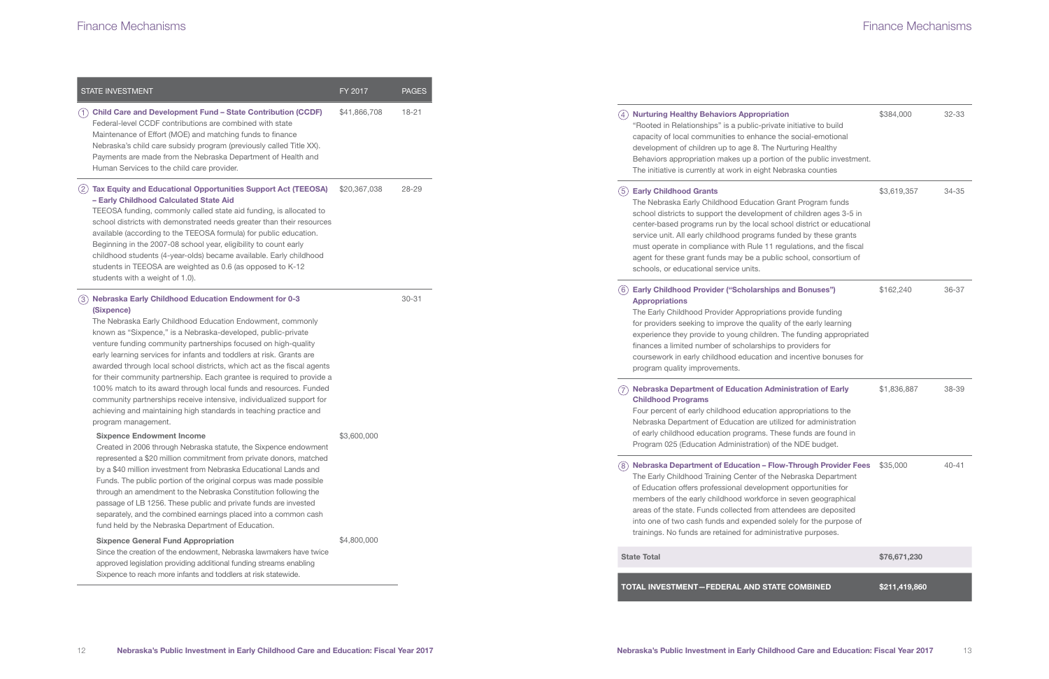## Finance Mechanisms

| STATE INVESTMENT | FY 2017 | PAGES |
|---|---|---|
| **① Child Care and Development Fund – State Contribution (CCDF)** Federal-level CCDF contributions are combined with state Maintenance of Effort (MOE) and matching funds to finance Nebraska's child care subsidy program (previously called Title XX). Payments are made from the Nebraska Department of Health and Human Services to the child care provider. | $41,866,708 | 18-21 |
| **② Tax Equity and Educational Opportunities Support Act (TEEOSA) – Early Childhood Calculated State Aid** TEEOSA funding, commonly called state aid funding, is allocated to school districts with demonstrated needs greater than their resources available (according to the TEEOSA formula) for public education. Beginning in the 2007-08 school year, eligibility to count early childhood students (4-year-olds) became available. Early childhood students in TEEOSA are weighted as 0.6 (as opposed to K-12 students with a weight of 1.0). | $20,367,038 | 28-29 |
| **③ Nebraska Early Childhood Education Endowment for 0-3 (Sixpence)** The Nebraska Early Childhood Education Endowment, commonly known as "Sixpence," is a Nebraska-developed, public-private venture funding community partnerships focused on high-quality early learning services for infants and toddlers at risk. Grants are awarded through local school districts, which act as the fiscal agents for their community partnership. Each grantee is required to provide a 100% match to its award through local funds and resources. Funded community partnerships receive intensive, individualized support for achieving and maintaining high standards in teaching practice and program management. | | 30-31 |
| **Sixpence Endowment Income** Created in 2006 through Nebraska statute, the Sixpence endowment represented a $20 million commitment from private donors, matched by a $40 million investment from Nebraska Educational Lands and Funds. The public portion of the original corpus was made possible through an amendment to the Nebraska Constitution following the passage of LB 1256. These public and private funds are invested separately, and the combined earnings placed into a common cash fund held by the Nebraska Department of Education. | $3,600,000 | |
| **Sixpence General Fund Appropriation** Since the creation of the endowment, Nebraska lawmakers have twice approved legislation providing additional funding streams enabling Sixpence to reach more infants and toddlers at risk statewide. | $4,800,000 | |
| **④ Nurturing Healthy Behaviors Appropriation** "Rooted in Relationships" is a public-private initiative to build capacity of local communities to enhance the social-emotional development of children up to age 8. The Nurturing Healthy Behaviors appropriation makes up a portion of the public investment. The initiative is currently at work in eight Nebraska counties | $384,000 | 32-33 |
| **⑤ Early Childhood Grants** The Nebraska Early Childhood Education Grant Program funds school districts to support the development of children ages 3-5 in center-based programs run by the local school district or educational service unit. All early childhood programs funded by these grants must operate in compliance with Rule 11 regulations, and the fiscal agent for these grant funds may be a public school, consortium of schools, or educational service units. | $3,619,357 | 34-35 |
| **⑥ Early Childhood Provider ("Scholarships and Bonuses") Appropriations** The Early Childhood Provider Appropriations provide funding for providers seeking to improve the quality of the early learning experience they provide to young children. The funding appropriated finances a limited number of scholarships to providers for coursework in early childhood education and incentive bonuses for program quality improvements. | $162,240 | 36-37 |
| **⑦ Nebraska Department of Education Administration of Early Childhood Programs** Four percent of early childhood education appropriations to the Nebraska Department of Education are utilized for administration of early childhood education programs. These funds are found in Program 025 (Education Administration) of the NDE budget. | $1,836,887 | 38-39 |
| **⑧ Nebraska Department of Education – Flow-Through Provider Fees** The Early Childhood Training Center of the Nebraska Department of Education offers professional development opportunities for members of the early childhood workforce in seven geographical areas of the state. Funds collected from attendees are deposited into one of two cash funds and expended solely for the purpose of trainings. No funds are retained for administrative purposes. | $35,000 | 40-41 |
| **State Total** | **$76,671,230** | |
| **TOTAL INVESTMENT—FEDERAL AND STATE COMBINED** | **$211,419,860** | |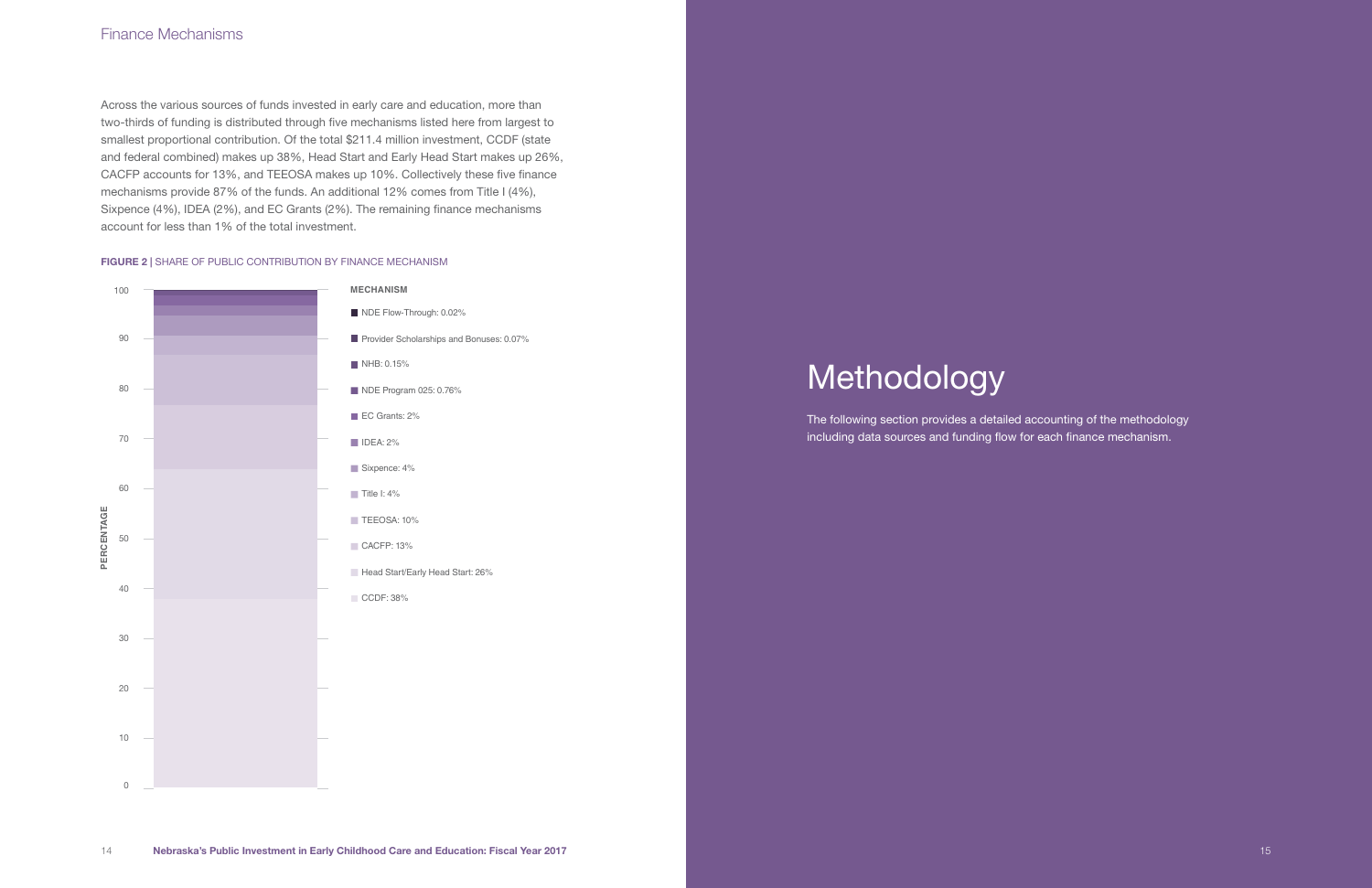Across the various sources of funds invested in early care and education, more than two-thirds of funding is distributed through five mechanisms listed here from largest to smallest proportional contribution. Of the total $211.4 million investment, CCDF (state and federal combined) makes up 38%, Head Start and Early Head Start makes up 26%, CACFP accounts for 13%, and TEEOSA makes up 10%. Collectively these five finance mechanisms provide 87% of the funds. An additional 12% comes from Title I (4%), Sixpence (4%), IDEA (2%), and EC Grants (2%). The remaining finance mechanisms account for less than 1% of the total investment.

**FIGURE 2 |** SHARE OF PUBLIC CONTRIBUTION BY FINANCE MECHANISM

| MECHANISM |
|---|
| NDE Flow-Through: 0.02% |
| Provider Scholarships and Bonuses: 0.07% |
| NHB: 0.15% |
| NDE Program 025: 0.76% |
| EC Grants: 2% |
| IDEA: 2% |
| Sixpence: 4% |
| Title I: 4% |
| TEEOSA: 10% |
| CACFP: 13% |
| Head Start/Early Head Start: 26% |
| CCDF: 38% |

# Methodology

The following section provides a detailed accounting of the methodology including data sources and funding flow for each finance mechanism.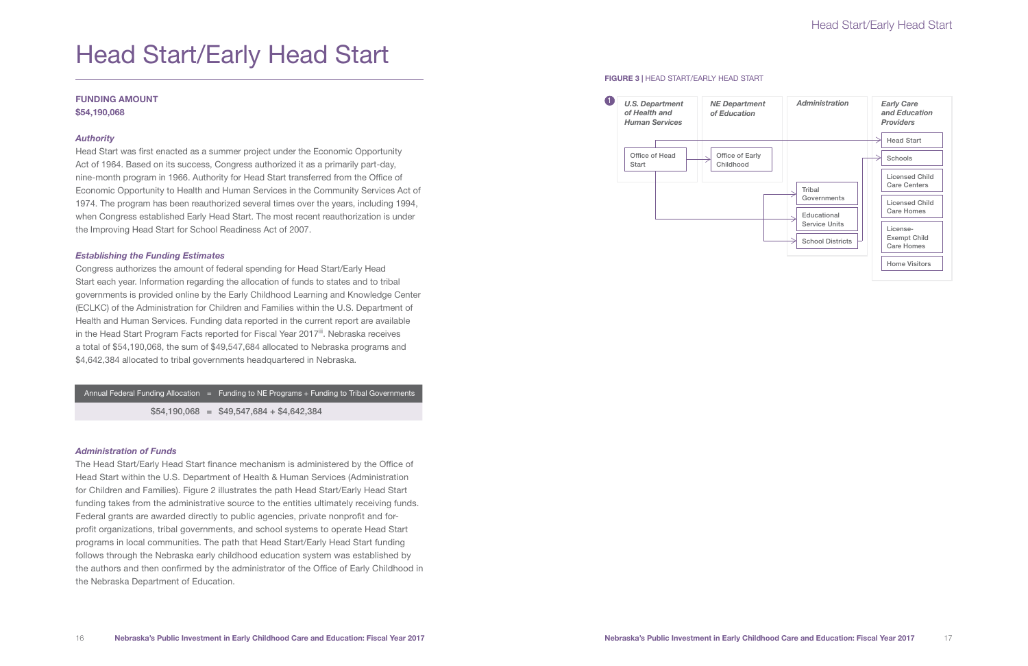# Head Start/Early Head Start

**FUNDING AMOUNT**
**$54,190,068**

### *Authority*

Head Start was first enacted as a summer project under the Economic Opportunity Act of 1964. Based on its success, Congress authorized it as a primarily part-day, nine-month program in 1966. Authority for Head Start transferred from the Office of Economic Opportunity to Health and Human Services in the Community Services Act of 1974. The program has been reauthorized several times over the years, including 1994, when Congress established Early Head Start. The most recent reauthorization is under the Improving Head Start for School Readiness Act of 2007.

### *Establishing the Funding Estimates*

Congress authorizes the amount of federal spending for Head Start/Early Head Start each year. Information regarding the allocation of funds to states and to tribal governments is provided online by the Early Childhood Learning and Knowledge Center (ECLKC) of the Administration for Children and Families within the U.S. Department of Health and Human Services. Funding data reported in the current report are available in the Head Start Program Facts reported for Fiscal Year 2017[iii]. Nebraska receives a total of $54,190,068, the sum of $49,547,684 allocated to Nebraska programs and $4,642,384 allocated to tribal governments headquartered in Nebraska.

| Annual Federal Funding Allocation | = | Funding to NE Programs + Funding to Tribal Governments |
|---|---|---|
| $54,190,068 | = | $49,547,684 + $4,642,384 |

### *Administration of Funds*

The Head Start/Early Head Start finance mechanism is administered by the Office of Head Start within the U.S. Department of Health & Human Services (Administration for Children and Families). Figure 2 illustrates the path Head Start/Early Head Start funding takes from the administrative source to the entities ultimately receiving funds. Federal grants are awarded directly to public agencies, private nonprofit and for-profit organizations, tribal governments, and school systems to operate Head Start programs in local communities. The path that Head Start/Early Head Start funding follows through the Nebraska early childhood education system was established by the authors and then confirmed by the administrator of the Office of Early Childhood in the Nebraska Department of Education.

**FIGURE 3** | HEAD START/EARLY HEAD START

| U.S. Department of Health and Human Services | NE Department of Education | Administration | Early Care and Education Providers |
|---|---|---|---|
| Office of Head Start | Office of Early Childhood | Tribal Governments | Head Start |
| | | Educational Service Units | Schools |
| | | School Districts | Licensed Child Care Centers |
| | | | Licensed Child Care Homes |
| | | | License-Exempt Child Care Homes |
| | | | Home Visitors |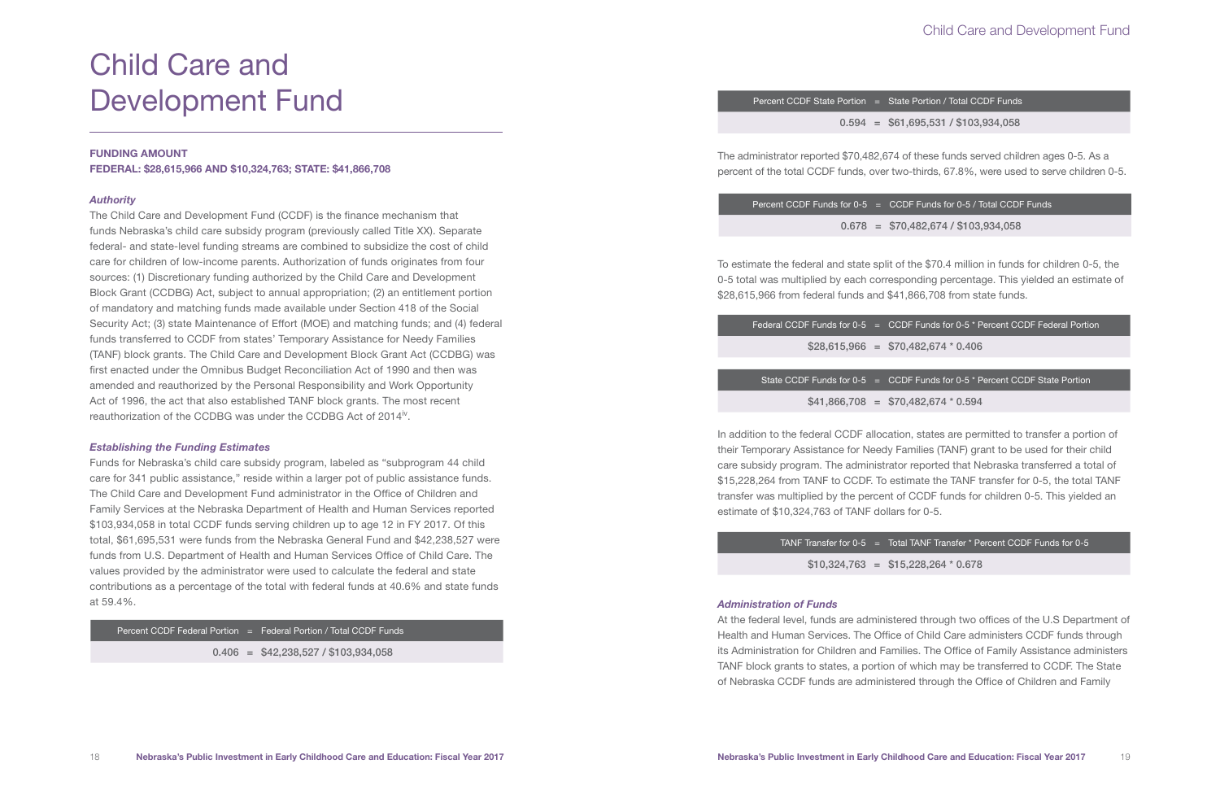# Child Care and Development Fund

**FUNDING AMOUNT**
**FEDERAL: $28,615,966 AND $10,324,763; STATE: $41,866,708**

### *Authority*

The Child Care and Development Fund (CCDF) is the finance mechanism that funds Nebraska's child care subsidy program (previously called Title XX). Separate federal- and state-level funding streams are combined to subsidize the cost of child care for children of low-income parents. Authorization of funds originates from four sources: (1) Discretionary funding authorized by the Child Care and Development Block Grant (CCDBG) Act, subject to annual appropriation; (2) an entitlement portion of mandatory and matching funds made available under Section 418 of the Social Security Act; (3) state Maintenance of Effort (MOE) and matching funds; and (4) federal funds transferred to CCDF from states' Temporary Assistance for Needy Families (TANF) block grants. The Child Care and Development Block Grant Act (CCDBG) was first enacted under the Omnibus Budget Reconciliation Act of 1990 and then was amended and reauthorized by the Personal Responsibility and Work Opportunity Act of 1996, the act that also established TANF block grants. The most recent reauthorization of the CCDBG was under the CCDBG Act of 2014[iv].

### *Establishing the Funding Estimates*

Funds for Nebraska's child care subsidy program, labeled as "subprogram 44 child care for 341 public assistance," reside within a larger pot of public assistance funds. The Child Care and Development Fund administrator in the Office of Children and Family Services at the Nebraska Department of Health and Human Services reported $103,934,058 in total CCDF funds serving children up to age 12 in FY 2017. Of this total, $61,695,531 were funds from the Nebraska General Fund and $42,238,527 were funds from U.S. Department of Health and Human Services Office of Child Care. The values provided by the administrator were used to calculate the federal and state contributions as a percentage of the total with federal funds at 40.6% and state funds at 59.4%.

| Percent CCDF Federal Portion | = | Federal Portion / Total CCDF Funds |
|---|---|---|
| 0.406 | = | $42,238,527 / $103,934,058 |

| Percent CCDF State Portion | = | State Portion / Total CCDF Funds |
|---|---|---|
| 0.594 | = | $61,695,531 / $103,934,058 |

The administrator reported $70,482,674 of these funds served children ages 0-5. As a percent of the total CCDF funds, over two-thirds, 67.8%, were used to serve children 0-5.

| Percent CCDF Funds for 0-5 | = | CCDF Funds for 0-5 / Total CCDF Funds |
|---|---|---|
| 0.678 | = | $70,482,674 / $103,934,058 |

To estimate the federal and state split of the $70.4 million in funds for children 0-5, the 0-5 total was multiplied by each corresponding percentage. This yielded an estimate of $28,615,966 from federal funds and $41,866,708 from state funds.

| Federal CCDF Funds for 0-5 | = | CCDF Funds for 0-5 * Percent CCDF Federal Portion |
|---|---|---|
| $28,615,966 | = | $70,482,674 * 0.406 |

| State CCDF Funds for 0-5 | = | CCDF Funds for 0-5 * Percent CCDF State Portion |
|---|---|---|
| $41,866,708 | = | $70,482,674 * 0.594 |

In addition to the federal CCDF allocation, states are permitted to transfer a portion of their Temporary Assistance for Needy Families (TANF) grant to be used for their child care subsidy program. The administrator reported that Nebraska transferred a total of $15,228,264 from TANF to CCDF. To estimate the TANF transfer for 0-5, the total TANF transfer was multiplied by the percent of CCDF funds for children 0-5. This yielded an estimate of $10,324,763 of TANF dollars for 0-5.

| TANF Transfer for 0-5 | = | Total TANF Transfer * Percent CCDF Funds for 0-5 |
|---|---|---|
| $10,324,763 | = | $15,228,264 * 0.678 |

### *Administration of Funds*

At the federal level, funds are administered through two offices of the U.S Department of Health and Human Services. The Office of Child Care administers CCDF funds through its Administration for Children and Families. The Office of Family Assistance administers TANF block grants to states, a portion of which may be transferred to CCDF. The State of Nebraska CCDF funds are administered through the Office of Children and Family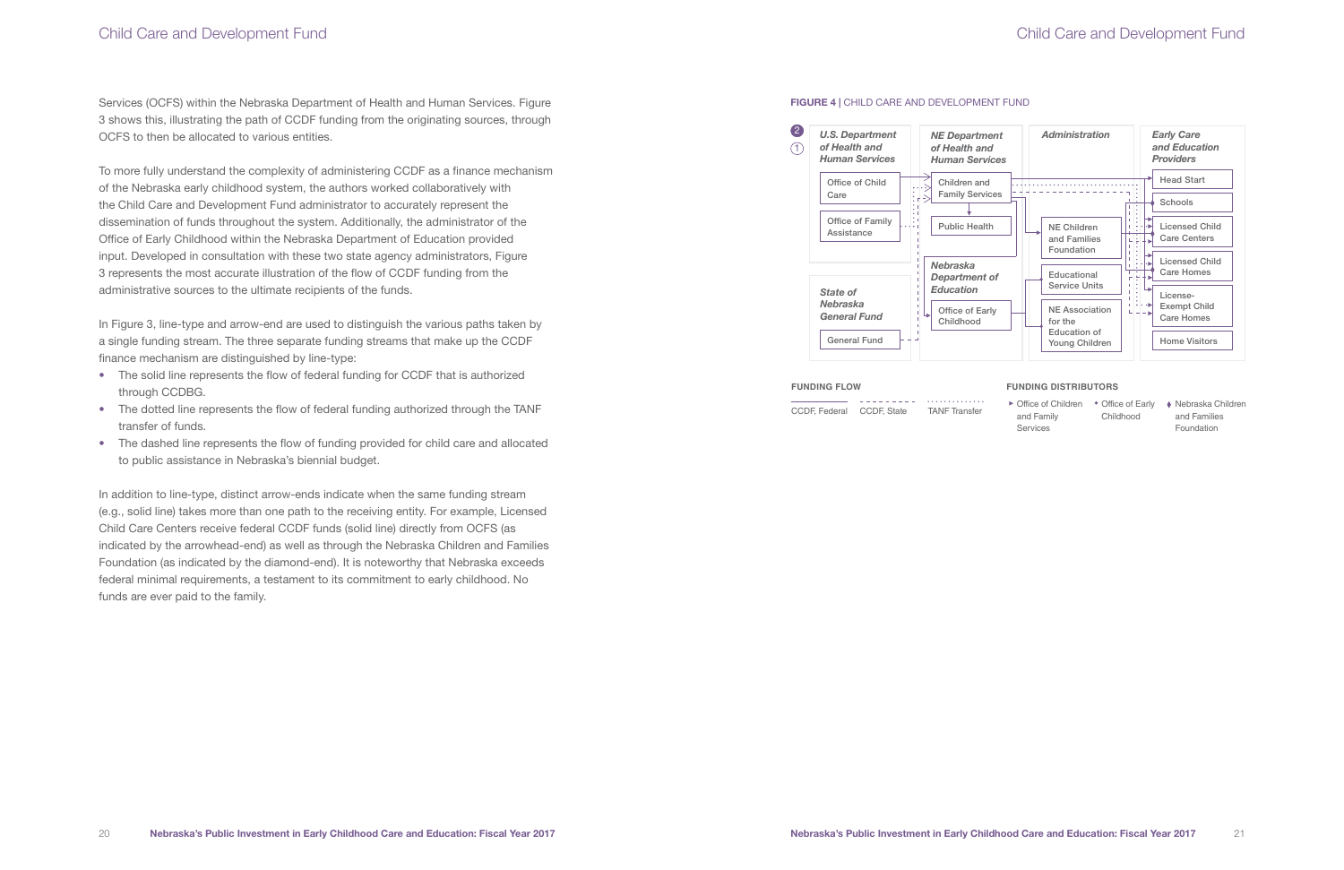Services (OCFS) within the Nebraska Department of Health and Human Services. Figure 3 shows this, illustrating the path of CCDF funding from the originating sources, through OCFS to then be allocated to various entities.

To more fully understand the complexity of administering CCDF as a finance mechanism of the Nebraska early childhood system, the authors worked collaboratively with the Child Care and Development Fund administrator to accurately represent the dissemination of funds throughout the system. Additionally, the administrator of the Office of Early Childhood within the Nebraska Department of Education provided input. Developed in consultation with these two state agency administrators, Figure 3 represents the most accurate illustration of the flow of CCDF funding from the administrative sources to the ultimate recipients of the funds.

In Figure 3, line-type and arrow-end are used to distinguish the various paths taken by a single funding stream. The three separate funding streams that make up the CCDF finance mechanism are distinguished by line-type:

- The solid line represents the flow of federal funding for CCDF that is authorized through CCDBG.
- The dotted line represents the flow of federal funding authorized through the TANF transfer of funds.
- The dashed line represents the flow of funding provided for child care and allocated to public assistance in Nebraska's biennial budget.

In addition to line-type, distinct arrow-ends indicate when the same funding stream (e.g., solid line) takes more than one path to the receiving entity. For example, Licensed Child Care Centers receive federal CCDF funds (solid line) directly from OCFS (as indicated by the arrowhead-end) as well as through the Nebraska Children and Families Foundation (as indicated by the diamond-end). It is noteworthy that Nebraska exceeds federal minimal requirements, a testament to its commitment to early childhood. No funds are ever paid to the family.

**FIGURE 4** | CHILD CARE AND DEVELOPMENT FUND

| U.S. Department of Health and Human Services | NE Department of Health and Human Services | Administration | Early Care and Education Providers |
|---|---|---|---|
| Office of Child Care | Children and Family Services | NE Children and Families Foundation | Head Start |
| Office of Family Assistance | Public Health | Educational Service Units | Schools |
| **State of Nebraska General Fund** | **Nebraska Department of Education** | NE Association for the Education of Young Children | Licensed Child Care Centers |
| General Fund | Office of Early Childhood | | Licensed Child Care Homes |
| | | | License-Exempt Child Care Homes |
| | | | Home Visitors |

**FUNDING FLOW**

- CCDF, Federal (solid line)
- CCDF, State (dashed line)
- TANF Transfer (dotted line)

**FUNDING DISTRIBUTORS**

- ▸ Office of Children and Family Services
- ◆ Office of Early Childhood
- ⧫ Nebraska Children and Families Foundation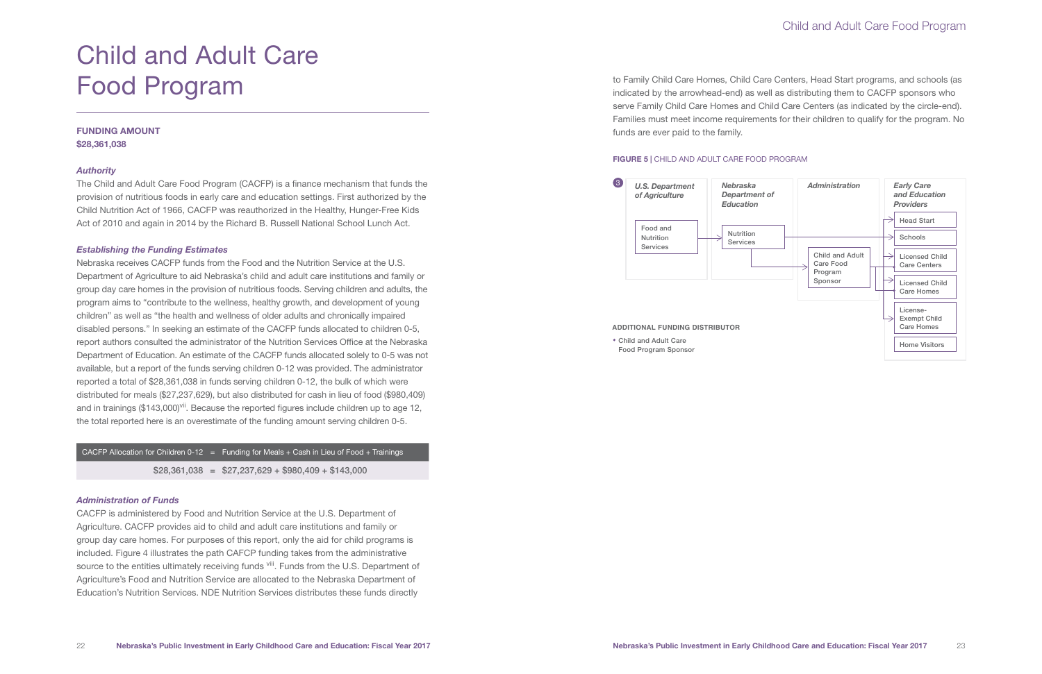# Child and Adult Care Food Program

**FUNDING AMOUNT**
**$28,361,038**

### *Authority*

The Child and Adult Care Food Program (CACFP) is a finance mechanism that funds the provision of nutritious foods in early care and education settings. First authorized by the Child Nutrition Act of 1966, CACFP was reauthorized in the Healthy, Hunger-Free Kids Act of 2010 and again in 2014 by the Richard B. Russell National School Lunch Act.

### *Establishing the Funding Estimates*

Nebraska receives CACFP funds from the Food and the Nutrition Service at the U.S. Department of Agriculture to aid Nebraska's child and adult care institutions and family or group day care homes in the provision of nutritious foods. Serving children and adults, the program aims to "contribute to the wellness, healthy growth, and development of young children" as well as "the health and wellness of older adults and chronically impaired disabled persons." In seeking an estimate of the CACFP funds allocated to children 0-5, report authors consulted the administrator of the Nutrition Services Office at the Nebraska Department of Education. An estimate of the CACFP funds allocated solely to 0-5 was not available, but a report of the funds serving children 0-12 was provided. The administrator reported a total of $28,361,038 in funds serving children 0-12, the bulk of which were distributed for meals ($27,237,629), but also distributed for cash in lieu of food ($980,409) and in trainings ($143,000)[vii]. Because the reported figures include children up to age 12, the total reported here is an overestimate of the funding amount serving children 0-5.

| CACFP Allocation for Children 0-12 | = | Funding for Meals + Cash in Lieu of Food + Trainings |
|---|---|---|
| $28,361,038 | = | $27,237,629 + $980,409 + $143,000 |

### *Administration of Funds*

CACFP is administered by Food and Nutrition Service at the U.S. Department of Agriculture. CACFP provides aid to child and adult care institutions and family or group day care homes. For purposes of this report, only the aid for child programs is included. Figure 4 illustrates the path CAFCP funding takes from the administrative source to the entities ultimately receiving funds [viii]. Funds from the U.S. Department of Agriculture's Food and Nutrition Service are allocated to the Nebraska Department of Education's Nutrition Services. NDE Nutrition Services distributes these funds directly to Family Child Care Homes, Child Care Centers, Head Start programs, and schools (as indicated by the arrowhead-end) as well as distributing them to CACFP sponsors who serve Family Child Care Homes and Child Care Centers (as indicated by the circle-end). Families must meet income requirements for their children to qualify for the program. No funds are ever paid to the family.

**FIGURE 5 |** CHILD AND ADULT CARE FOOD PROGRAM

| *U.S. Department of Agriculture* | *Nebraska Department of Education* | *Administration* | *Early Care and Education Providers* |
|---|---|---|---|
| Food and Nutrition Services | Nutrition Services | Child and Adult Care Food Program Sponsor | Head Start |
| | | | Schools |
| | | | Licensed Child Care Centers |
| | | | Licensed Child Care Homes |
| | | | License-Exempt Child Care Homes |
| | | | Home Visitors |

**ADDITIONAL FUNDING DISTRIBUTOR**

- Child and Adult Care Food Program Sponsor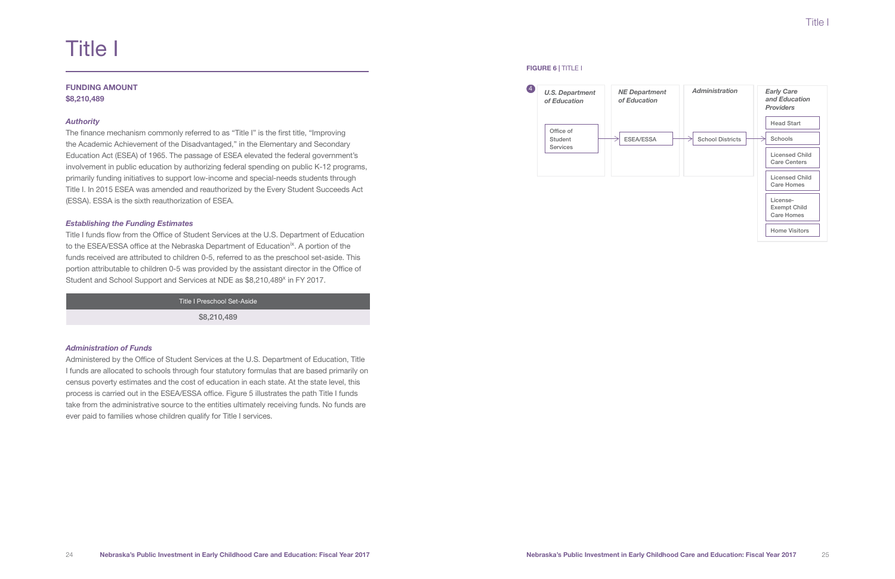# Title I

**FUNDING AMOUNT**
**$8,210,489**

### *Authority*

The finance mechanism commonly referred to as "Title I" is the first title, "Improving the Academic Achievement of the Disadvantaged," in the Elementary and Secondary Education Act (ESEA) of 1965. The passage of ESEA elevated the federal government's involvement in public education by authorizing federal spending on public K-12 programs, primarily funding initiatives to support low-income and special-needs students through Title I. In 2015 ESEA was amended and reauthorized by the Every Student Succeeds Act (ESSA). ESSA is the sixth reauthorization of ESEA.

### *Establishing the Funding Estimates*

Title I funds flow from the Office of Student Services at the U.S. Department of Education to the ESEA/ESSA office at the Nebraska Department of Education[ix]. A portion of the funds received are attributed to children 0-5, referred to as the preschool set-aside. This portion attributable to children 0-5 was provided by the assistant director in the Office of Student and School Support and Services at NDE as $8,210,489[x] in FY 2017.

| Title I Preschool Set-Aside |
| --- |
| $8,210,489 |

### *Administration of Funds*

Administered by the Office of Student Services at the U.S. Department of Education, Title I funds are allocated to schools through four statutory formulas that are based primarily on census poverty estimates and the cost of education in each state. At the state level, this process is carried out in the ESEA/ESSA office. Figure 5 illustrates the path Title I funds take from the administrative source to the entities ultimately receiving funds. No funds are ever paid to families whose children qualify for Title I services.

**FIGURE 6** | TITLE I

| U.S. Department of Education | NE Department of Education | Administration | Early Care and Education Providers |
| --- | --- | --- | --- |
| | | | Head Start |
| Office of Student Services → | ESEA/ESSA → | School Districts → | Schools |
| | | | Licensed Child Care Centers |
| | | | Licensed Child Care Homes |
| | | | License-Exempt Child Care Homes |
| | | | Home Visitors |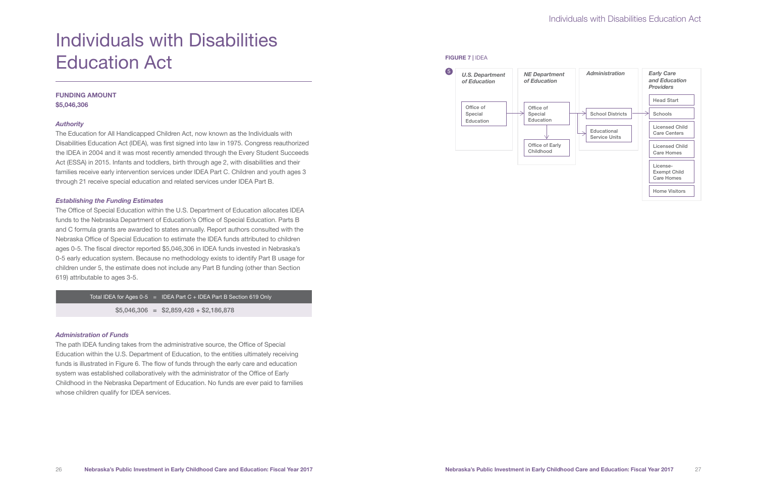# Individuals with Disabilities Education Act

**FUNDING AMOUNT**
**$5,046,306**

### *Authority*

The Education for All Handicapped Children Act, now known as the Individuals with Disabilities Education Act (IDEA), was first signed into law in 1975. Congress reauthorized the IDEA in 2004 and it was most recently amended through the Every Student Succeeds Act (ESSA) in 2015. Infants and toddlers, birth through age 2, with disabilities and their families receive early intervention services under IDEA Part C. Children and youth ages 3 through 21 receive special education and related services under IDEA Part B.

### *Establishing the Funding Estimates*

The Office of Special Education within the U.S. Department of Education allocates IDEA funds to the Nebraska Department of Education's Office of Special Education. Parts B and C formula grants are awarded to states annually. Report authors consulted with the Nebraska Office of Special Education to estimate the IDEA funds attributed to children ages 0-5. The fiscal director reported $5,046,306 in IDEA funds invested in Nebraska's 0-5 early education system. Because no methodology exists to identify Part B usage for children under 5, the estimate does not include any Part B funding (other than Section 619) attributable to ages 3-5.

| Total IDEA for Ages 0-5 | = | IDEA Part C + IDEA Part B Section 619 Only |
|---|---|---|
| $5,046,306 | = | $2,859,428 + $2,186,878 |

### *Administration of Funds*

The path IDEA funding takes from the administrative source, the Office of Special Education within the U.S. Department of Education, to the entities ultimately receiving funds is illustrated in Figure 6. The flow of funds through the early care and education system was established collaboratively with the administrator of the Office of Early Childhood in the Nebraska Department of Education. No funds are ever paid to families whose children qualify for IDEA services.

**FIGURE 7** | IDEA

5

| *U.S. Department of Education* | *NE Department of Education* | *Administration* | *Early Care and Education Providers* |
|---|---|---|---|
| Office of Special Education | Office of Special Education | School Districts | Head Start |
| | Office of Early Childhood | Educational Service Units | Schools |
| | | | Licensed Child Care Centers |
| | | | Licensed Child Care Homes |
| | | | License-Exempt Child Care Homes |
| | | | Home Visitors |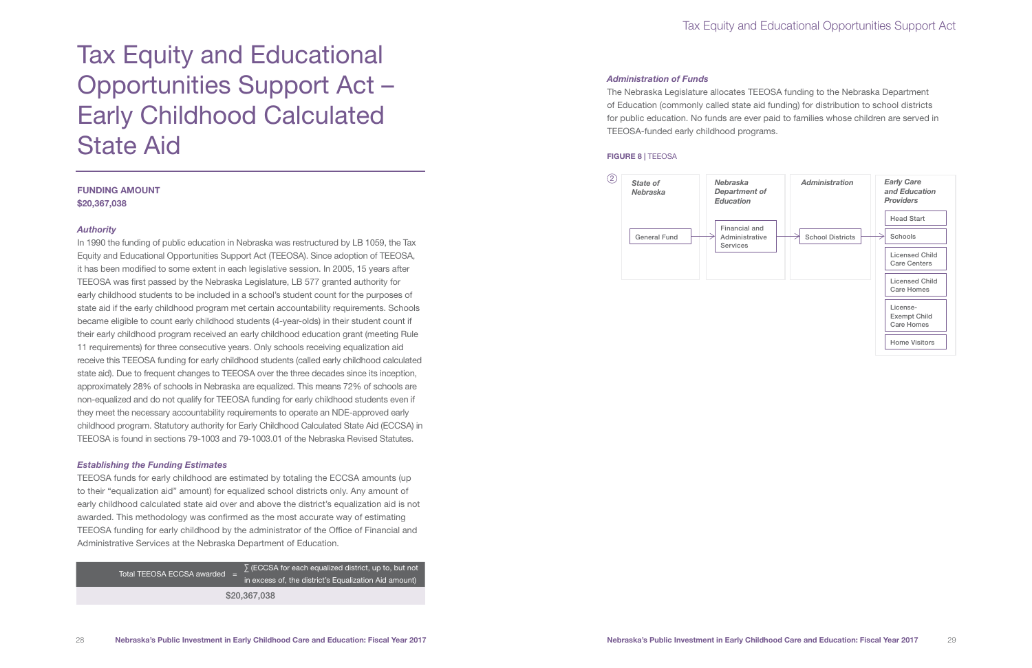# Tax Equity and Educational Opportunities Support Act – Early Childhood Calculated State Aid

**FUNDING AMOUNT**
**$20,367,038**

### *Authority*

In 1990 the funding of public education in Nebraska was restructured by LB 1059, the Tax Equity and Educational Opportunities Support Act (TEEOSA). Since adoption of TEEOSA, it has been modified to some extent in each legislative session. In 2005, 15 years after TEEOSA was first passed by the Nebraska Legislature, LB 577 granted authority for early childhood students to be included in a school's student count for the purposes of state aid if the early childhood program met certain accountability requirements. Schools became eligible to count early childhood students (4-year-olds) in their student count if their early childhood program received an early childhood education grant (meeting Rule 11 requirements) for three consecutive years. Only schools receiving equalization aid receive this TEEOSA funding for early childhood students (called early childhood calculated state aid). Due to frequent changes to TEEOSA over the three decades since its inception, approximately 28% of schools in Nebraska are equalized. This means 72% of schools are non-equalized and do not qualify for TEEOSA funding for early childhood students even if they meet the necessary accountability requirements to operate an NDE-approved early childhood program. Statutory authority for Early Childhood Calculated State Aid (ECCSA) in TEEOSA is found in sections 79-1003 and 79-1003.01 of the Nebraska Revised Statutes.

### *Establishing the Funding Estimates*

TEEOSA funds for early childhood are estimated by totaling the ECCSA amounts (up to their "equalization aid" amount) for equalized school districts only. Any amount of early childhood calculated state aid over and above the district's equalization aid is not awarded. This methodology was confirmed as the most accurate way of estimating TEEOSA funding for early childhood by the administrator of the Office of Financial and Administrative Services at the Nebraska Department of Education.

| Total TEEOSA ECCSA awarded | = | ∑ (ECCSA for each equalized district, up to, but not in excess of, the district's Equalization Aid amount) |
|---|---|---|
| | | $20,367,038 |

### *Administration of Funds*

The Nebraska Legislature allocates TEEOSA funding to the Nebraska Department of Education (commonly called state aid funding) for distribution to school districts for public education. No funds are ever paid to families whose children are served in TEEOSA-funded early childhood programs.

**FIGURE 8** | TEEOSA

| ② State of Nebraska | Nebraska Department of Education | Administration | Early Care and Education Providers |
|---|---|---|---|
| General Fund → | Financial and Administrative Services → | School Districts → | Head Start |
| | | | Schools |
| | | | Licensed Child Care Centers |
| | | | Licensed Child Care Homes |
| | | | License-Exempt Child Care Homes |
| | | | Home Visitors |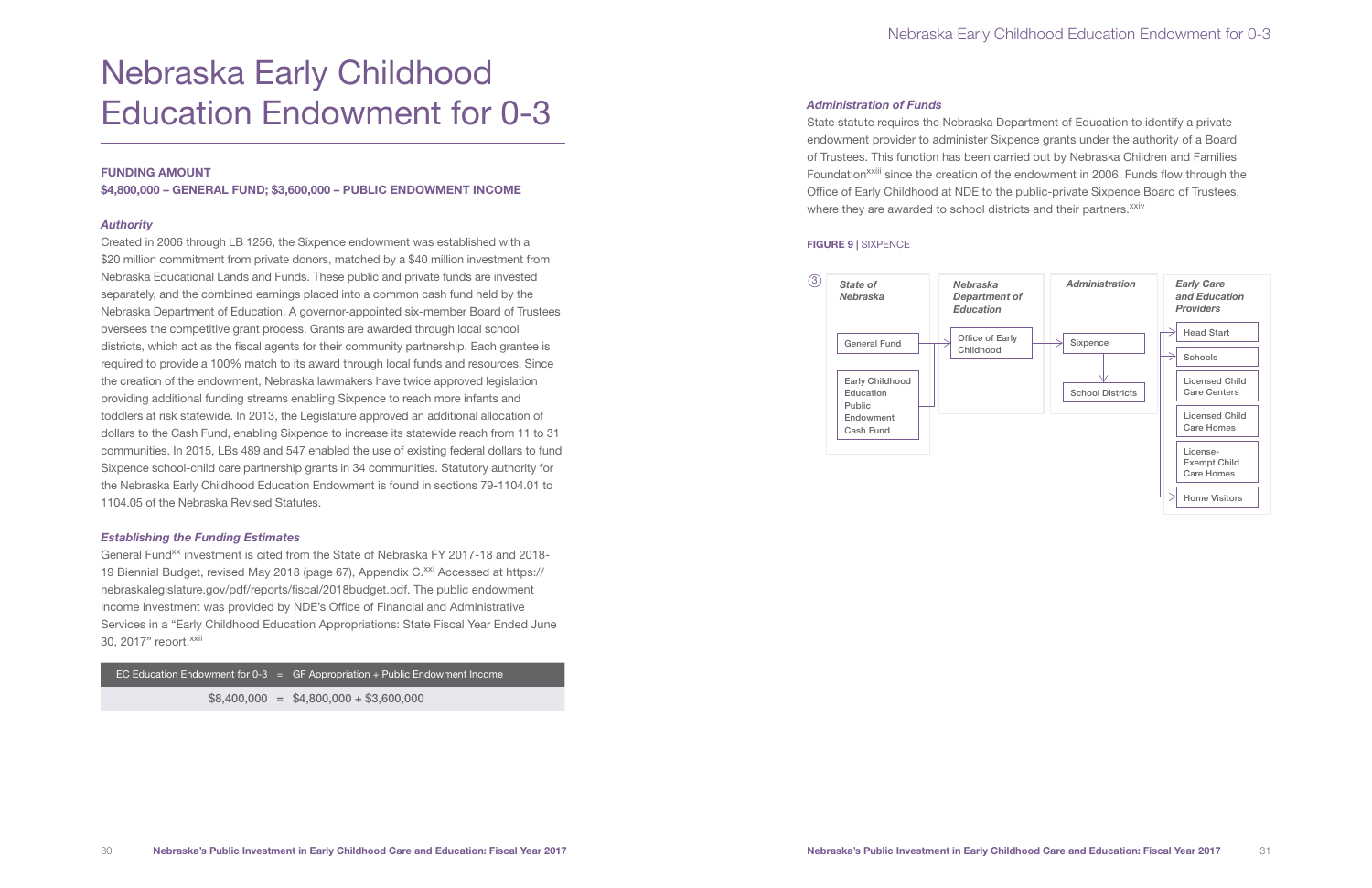# Nebraska Early Childhood Education Endowment for 0-3

**FUNDING AMOUNT**

**$4,800,000 – GENERAL FUND; $3,600,000 – PUBLIC ENDOWMENT INCOME**

### *Authority*

Created in 2006 through LB 1256, the Sixpence endowment was established with a $20 million commitment from private donors, matched by a $40 million investment from Nebraska Educational Lands and Funds. These public and private funds are invested separately, and the combined earnings placed into a common cash fund held by the Nebraska Department of Education. A governor-appointed six-member Board of Trustees oversees the competitive grant process. Grants are awarded through local school districts, which act as the fiscal agents for their community partnership. Each grantee is required to provide a 100% match to its award through local funds and resources. Since the creation of the endowment, Nebraska lawmakers have twice approved legislation providing additional funding streams enabling Sixpence to reach more infants and toddlers at risk statewide. In 2013, the Legislature approved an additional allocation of dollars to the Cash Fund, enabling Sixpence to increase its statewide reach from 11 to 31 communities. In 2015, LBs 489 and 547 enabled the use of existing federal dollars to fund Sixpence school-child care partnership grants in 34 communities. Statutory authority for the Nebraska Early Childhood Education Endowment is found in sections 79-1104.01 to 1104.05 of the Nebraska Revised Statutes.

### *Establishing the Funding Estimates*

General Fund[xx] investment is cited from the State of Nebraska FY 2017-18 and 2018-19 Biennial Budget, revised May 2018 (page 67), Appendix C.[xxi] Accessed at https://nebraskalegislature.gov/pdf/reports/fiscal/2018budget.pdf. The public endowment income investment was provided by NDE's Office of Financial and Administrative Services in a "Early Childhood Education Appropriations: State Fiscal Year Ended June 30, 2017" report.[xxii]

| EC Education Endowment for 0-3 | = | GF Appropriation + Public Endowment Income |
|---|---|---|
| $8,400,000 | = | $4,800,000 + $3,600,000 |

### *Administration of Funds*

State statute requires the Nebraska Department of Education to identify a private endowment provider to administer Sixpence grants under the authority of a Board of Trustees. This function has been carried out by Nebraska Children and Families Foundation[xxiii] since the creation of the endowment in 2006. Funds flow through the Office of Early Childhood at NDE to the public-private Sixpence Board of Trustees, where they are awarded to school districts and their partners.[xxiv]

**FIGURE 9** | SIXPENCE

③

| State of Nebraska | Nebraska Department of Education | Administration | Early Care and Education Providers |
|---|---|---|---|
| General Fund → | Office of Early Childhood → | Sixpence ↓ | Head Start |
| Early Childhood Education Public Endowment Cash Fund → | | School Districts → | Schools |
| | | | Licensed Child Care Centers |
| | | | Licensed Child Care Homes |
| | | | License-Exempt Child Care Homes |
| | | | Home Visitors |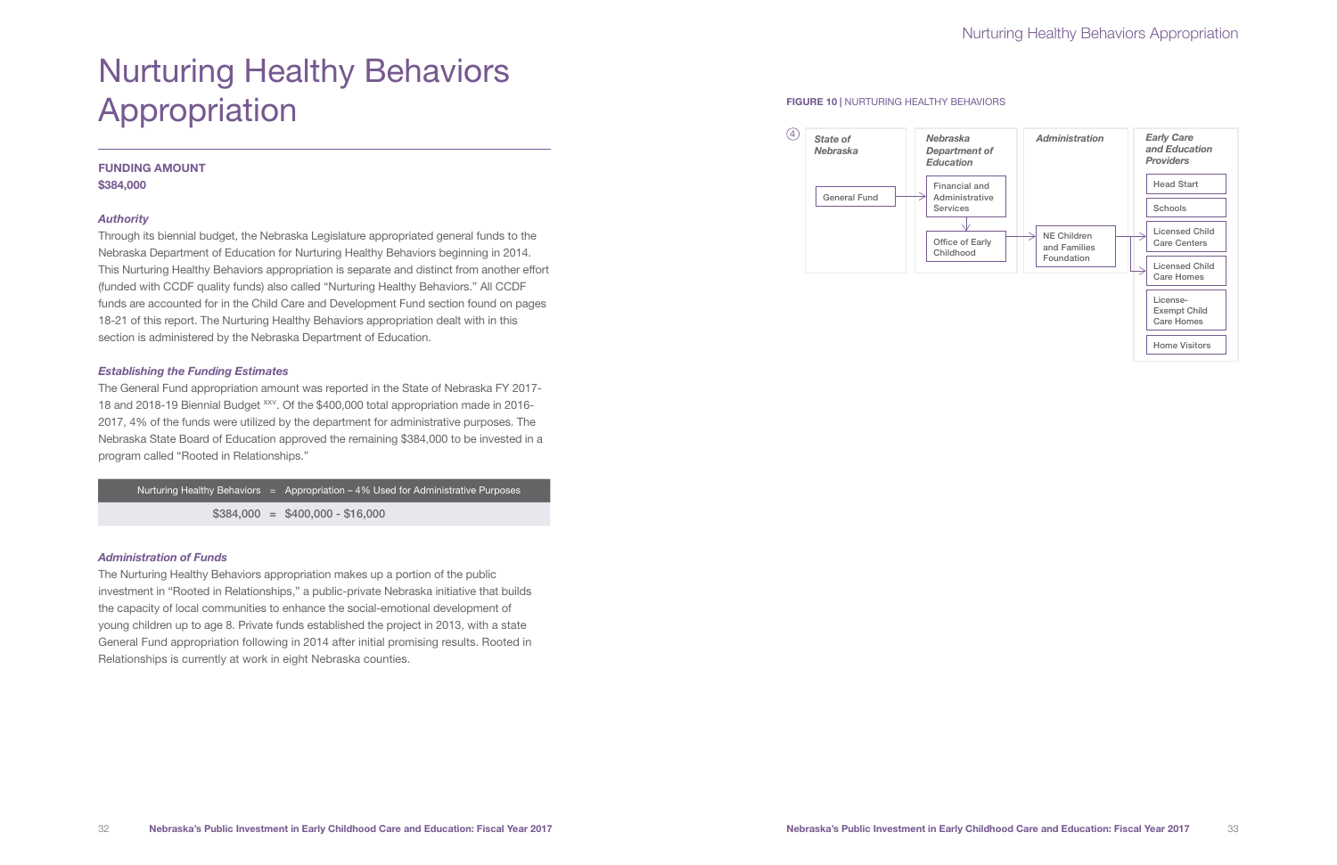# Nurturing Healthy Behaviors Appropriation

**FUNDING AMOUNT**
**$384,000**

### *Authority*

Through its biennial budget, the Nebraska Legislature appropriated general funds to the Nebraska Department of Education for Nurturing Healthy Behaviors beginning in 2014. This Nurturing Healthy Behaviors appropriation is separate and distinct from another effort (funded with CCDF quality funds) also called "Nurturing Healthy Behaviors." All CCDF funds are accounted for in the Child Care and Development Fund section found on pages 18-21 of this report. The Nurturing Healthy Behaviors appropriation dealt with in this section is administered by the Nebraska Department of Education.

### *Establishing the Funding Estimates*

The General Fund appropriation amount was reported in the State of Nebraska FY 2017-18 and 2018-19 Biennial Budget [xxv]. Of the $400,000 total appropriation made in 2016-2017, 4% of the funds were utilized by the department for administrative purposes. The Nebraska State Board of Education approved the remaining $384,000 to be invested in a program called "Rooted in Relationships."

| Nurturing Healthy Behaviors | = | Appropriation – 4% Used for Administrative Purposes |
|---|---|---|
| $384,000 | = | $400,000 - $16,000 |

### *Administration of Funds*

The Nurturing Healthy Behaviors appropriation makes up a portion of the public investment in "Rooted in Relationships," a public-private Nebraska initiative that builds the capacity of local communities to enhance the social-emotional development of young children up to age 8. Private funds established the project in 2013, with a state General Fund appropriation following in 2014 after initial promising results. Rooted in Relationships is currently at work in eight Nebraska counties.

**FIGURE 10** | NURTURING HEALTHY BEHAVIORS

4

| State of Nebraska | Nebraska Department of Education | Administration | Early Care and Education Providers |
|---|---|---|---|
| General Fund → | Financial and Administrative Services ↓ | | Head Start |
| | Office of Early Childhood → | NE Children and Families Foundation → | Schools |
| | | | Licensed Child Care Centers |
| | | | Licensed Child Care Homes |
| | | | License-Exempt Child Care Homes |
| | | | Home Visitors |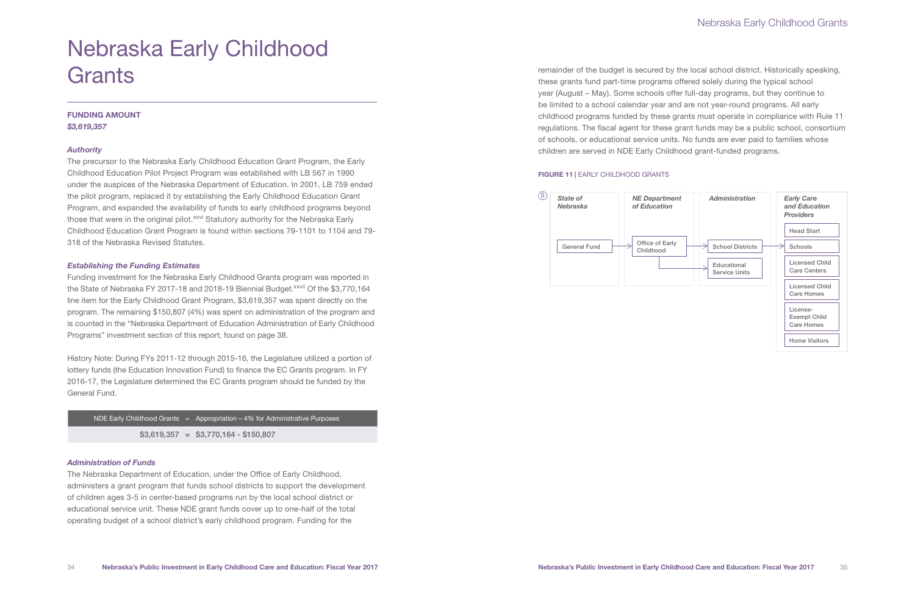# Nebraska Early Childhood Grants

**FUNDING AMOUNT**
***$3,619,357***

### *Authority*

The precursor to the Nebraska Early Childhood Education Grant Program, the Early Childhood Education Pilot Project Program was established with LB 567 in 1990 under the auspices of the Nebraska Department of Education. In 2001, LB 759 ended the pilot program, replaced it by establishing the Early Childhood Education Grant Program, and expanded the availability of funds to early childhood programs beyond those that were in the original pilot.[xxvi] Statutory authority for the Nebraska Early Childhood Education Grant Program is found within sections 79-1101 to 1104 and 79-318 of the Nebraska Revised Statutes.

### *Establishing the Funding Estimates*

Funding investment for the Nebraska Early Childhood Grants program was reported in the State of Nebraska FY 2017-18 and 2018-19 Biennial Budget.[xxvii] Of the $3,770,164 line item for the Early Childhood Grant Program, $3,619,357 was spent directly on the program. The remaining $150,807 (4%) was spent on administration of the program and is counted in the "Nebraska Department of Education Administration of Early Childhood Programs" investment section of this report, found on page 38.

History Note: During FYs 2011-12 through 2015-16, the Legislature utilized a portion of lottery funds (the Education Innovation Fund) to finance the EC Grants program. In FY 2016-17, the Legislature determined the EC Grants program should be funded by the General Fund.

| NDE Early Childhood Grants | = | Appropriation – 4% for Administrative Purposes |
|---|---|---|
| $3,619,357 | = | $3,770,164 - $150,807 |

### *Administration of Funds*

The Nebraska Department of Education, under the Office of Early Childhood, administers a grant program that funds school districts to support the development of children ages 3-5 in center-based programs run by the local school district or educational service unit. These NDE grant funds cover up to one-half of the total operating budget of a school district's early childhood program. Funding for the remainder of the budget is secured by the local school district. Historically speaking, these grants fund part-time programs offered solely during the typical school year (August – May). Some schools offer full-day programs, but they continue to be limited to a school calendar year and are not year-round programs. All early childhood programs funded by these grants must operate in compliance with Rule 11 regulations. The fiscal agent for these grant funds may be a public school, consortium of schools, or educational service units. No funds are ever paid to families whose children are served in NDE Early Childhood grant-funded programs.

**FIGURE 11** | EARLY CHILDHOOD GRANTS

| State of Nebraska | NE Department of Education | Administration | Early Care and Education Providers |
|---|---|---|---|
| General Fund → | Office of Early Childhood → | School Districts → | Head Start |
| | | Educational Service Units | Schools |
| | | | Licensed Child Care Centers |
| | | | Licensed Child Care Homes |
| | | | License-Exempt Child Care Homes |
| | | | Home Visitors |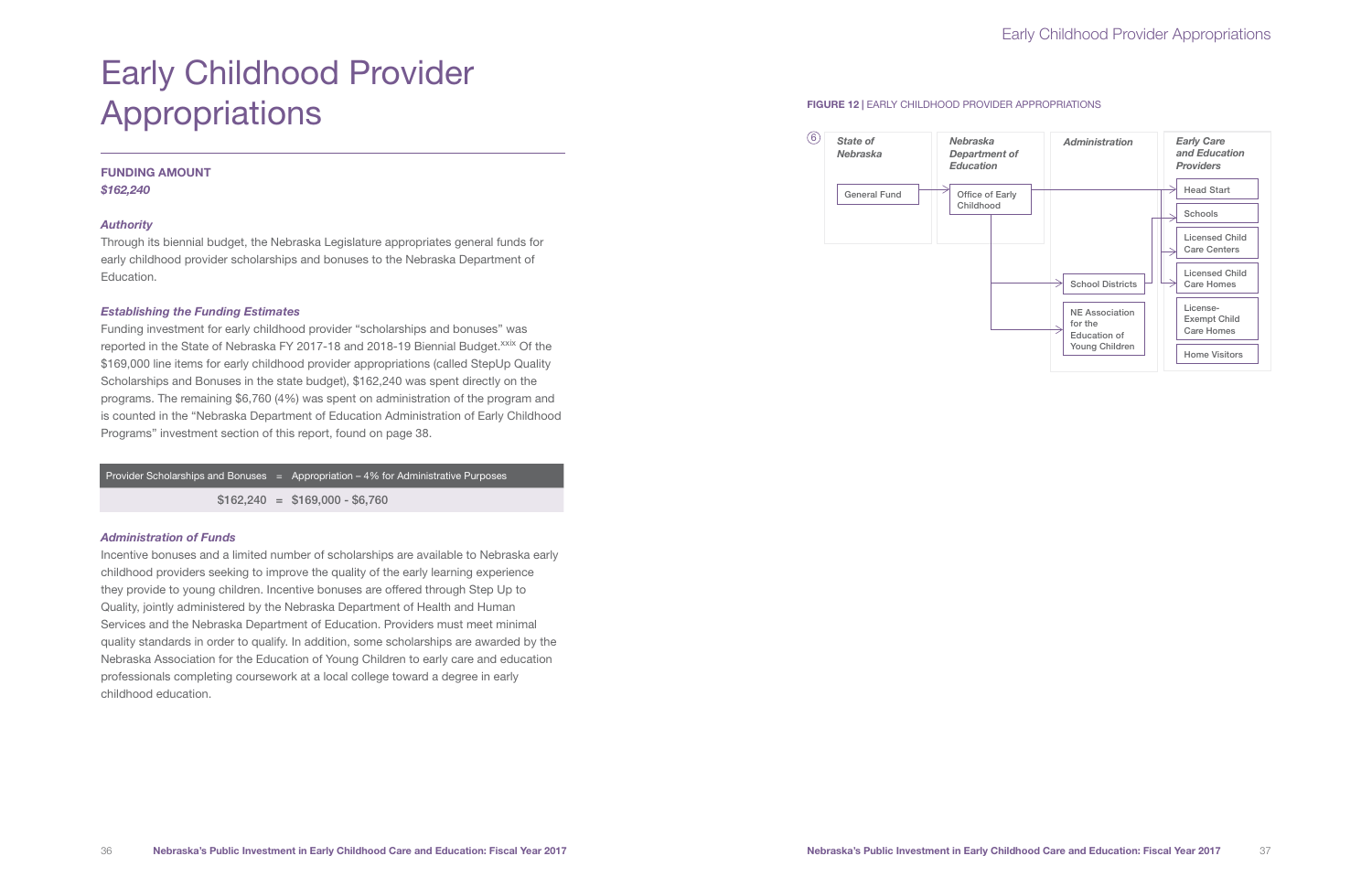# Early Childhood Provider Appropriations

**FUNDING AMOUNT**
***$162,240***

### *Authority*

Through its biennial budget, the Nebraska Legislature appropriates general funds for early childhood provider scholarships and bonuses to the Nebraska Department of Education.

### *Establishing the Funding Estimates*

Funding investment for early childhood provider "scholarships and bonuses" was reported in the State of Nebraska FY 2017-18 and 2018-19 Biennial Budget.[xxix] Of the $169,000 line items for early childhood provider appropriations (called StepUp Quality Scholarships and Bonuses in the state budget), $162,240 was spent directly on the programs. The remaining $6,760 (4%) was spent on administration of the program and is counted in the "Nebraska Department of Education Administration of Early Childhood Programs" investment section of this report, found on page 38.

| Provider Scholarships and Bonuses | = | Appropriation – 4% for Administrative Purposes |
| --- | --- | --- |
| $162,240 | = | $169,000 - $6,760 |

### *Administration of Funds*

Incentive bonuses and a limited number of scholarships are available to Nebraska early childhood providers seeking to improve the quality of the early learning experience they provide to young children. Incentive bonuses are offered through Step Up to Quality, jointly administered by the Nebraska Department of Health and Human Services and the Nebraska Department of Education. Providers must meet minimal quality standards in order to qualify. In addition, some scholarships are awarded by the Nebraska Association for the Education of Young Children to early care and education professionals completing coursework at a local college toward a degree in early childhood education.

**FIGURE 12 |** EARLY CHILDHOOD PROVIDER APPROPRIATIONS

⑥

| State of Nebraska | Nebraska Department of Education | Administration | Early Care and Education Providers |
| --- | --- | --- | --- |
| General Fund | Office of Early Childhood | School Districts | Head Start |
| | | NE Association for the Education of Young Children | Schools |
| | | | Licensed Child Care Centers |
| | | | Licensed Child Care Homes |
| | | | License-Exempt Child Care Homes |
| | | | Home Visitors |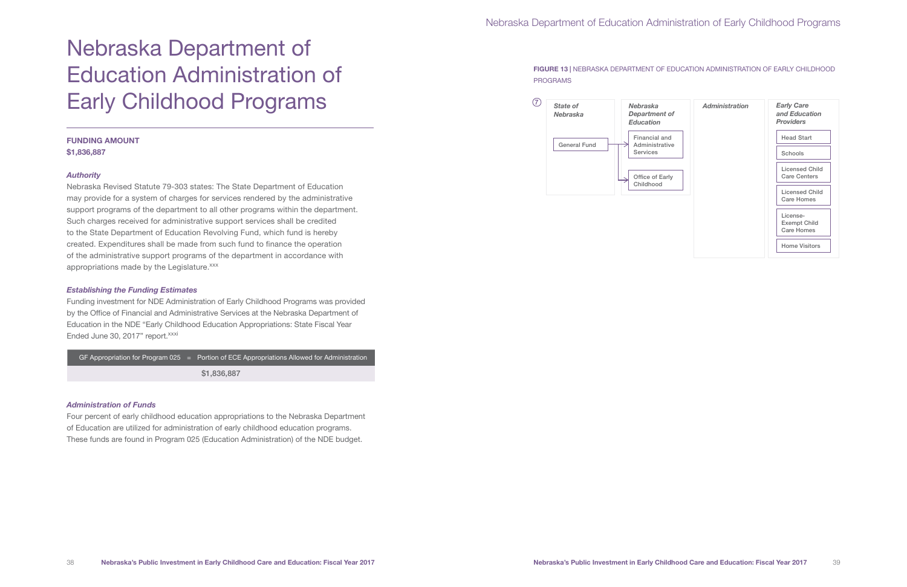# Nebraska Department of Education Administration of Early Childhood Programs

**FUNDING AMOUNT**
**$1,836,887**

### *Authority*

Nebraska Revised Statute 79-303 states: The State Department of Education may provide for a system of charges for services rendered by the administrative support programs of the department to all other programs within the department. Such charges received for administrative support services shall be credited to the State Department of Education Revolving Fund, which fund is hereby created. Expenditures shall be made from such fund to finance the operation of the administrative support programs of the department in accordance with appropriations made by the Legislature.[xxx]

### *Establishing the Funding Estimates*

Funding investment for NDE Administration of Early Childhood Programs was provided by the Office of Financial and Administrative Services at the Nebraska Department of Education in the NDE "Early Childhood Education Appropriations: State Fiscal Year Ended June 30, 2017" report.[xxxi]

| GF Appropriation for Program 025 = Portion of ECE Appropriations Allowed for Administration |
|---|
| $1,836,887 |

### *Administration of Funds*

Four percent of early childhood education appropriations to the Nebraska Department of Education are utilized for administration of early childhood education programs. These funds are found in Program 025 (Education Administration) of the NDE budget.

**FIGURE 13** | NEBRASKA DEPARTMENT OF EDUCATION ADMINISTRATION OF EARLY CHILDHOOD PROGRAMS

| State of Nebraska | Nebraska Department of Education | Administration | Early Care and Education Providers |
|---|---|---|---|
| General Fund | Financial and Administrative Services | | Head Start |
| | Office of Early Childhood | | Schools |
| | | | Licensed Child Care Centers |
| | | | Licensed Child Care Homes |
| | | | License-Exempt Child Care Homes |
| | | | Home Visitors |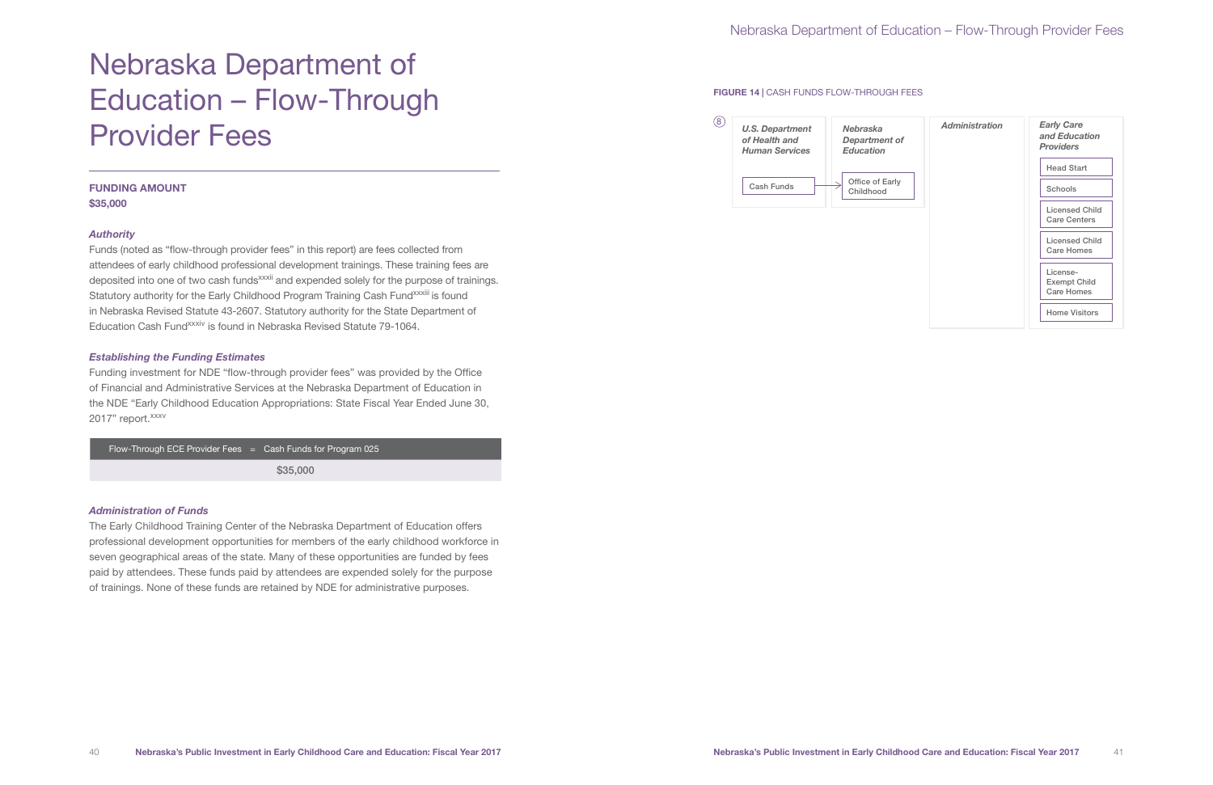# Nebraska Department of Education – Flow-Through Provider Fees

**FUNDING AMOUNT**
**$35,000**

### *Authority*

Funds (noted as "flow-through provider fees" in this report) are fees collected from attendees of early childhood professional development trainings. These training fees are deposited into one of two cash funds[xxxii] and expended solely for the purpose of trainings. Statutory authority for the Early Childhood Program Training Cash Fund[xxxiii] is found in Nebraska Revised Statute 43-2607. Statutory authority for the State Department of Education Cash Fund[xxxiv] is found in Nebraska Revised Statute 79-1064.

### *Establishing the Funding Estimates*

Funding investment for NDE "flow-through provider fees" was provided by the Office of Financial and Administrative Services at the Nebraska Department of Education in the NDE "Early Childhood Education Appropriations: State Fiscal Year Ended June 30, 2017" report.[xxxv]

| Flow-Through ECE Provider Fees = Cash Funds for Program 025 |
|---|
| $35,000 |

### *Administration of Funds*

The Early Childhood Training Center of the Nebraska Department of Education offers professional development opportunities for members of the early childhood workforce in seven geographical areas of the state. Many of these opportunities are funded by fees paid by attendees. These funds paid by attendees are expended solely for the purpose of trainings. None of these funds are retained by NDE for administrative purposes.

**FIGURE 14 |** CASH FUNDS FLOW-THROUGH FEES

⑧

| *U.S. Department of Health and Human Services* | *Nebraska Department of Education* | *Administration* | *Early Care and Education Providers* |
|---|---|---|---|
| Cash Funds → | Office of Early Childhood | | Head Start |
| | | | Schools |
| | | | Licensed Child Care Centers |
| | | | Licensed Child Care Homes |
| | | | License-Exempt Child Care Homes |
| | | | Home Visitors |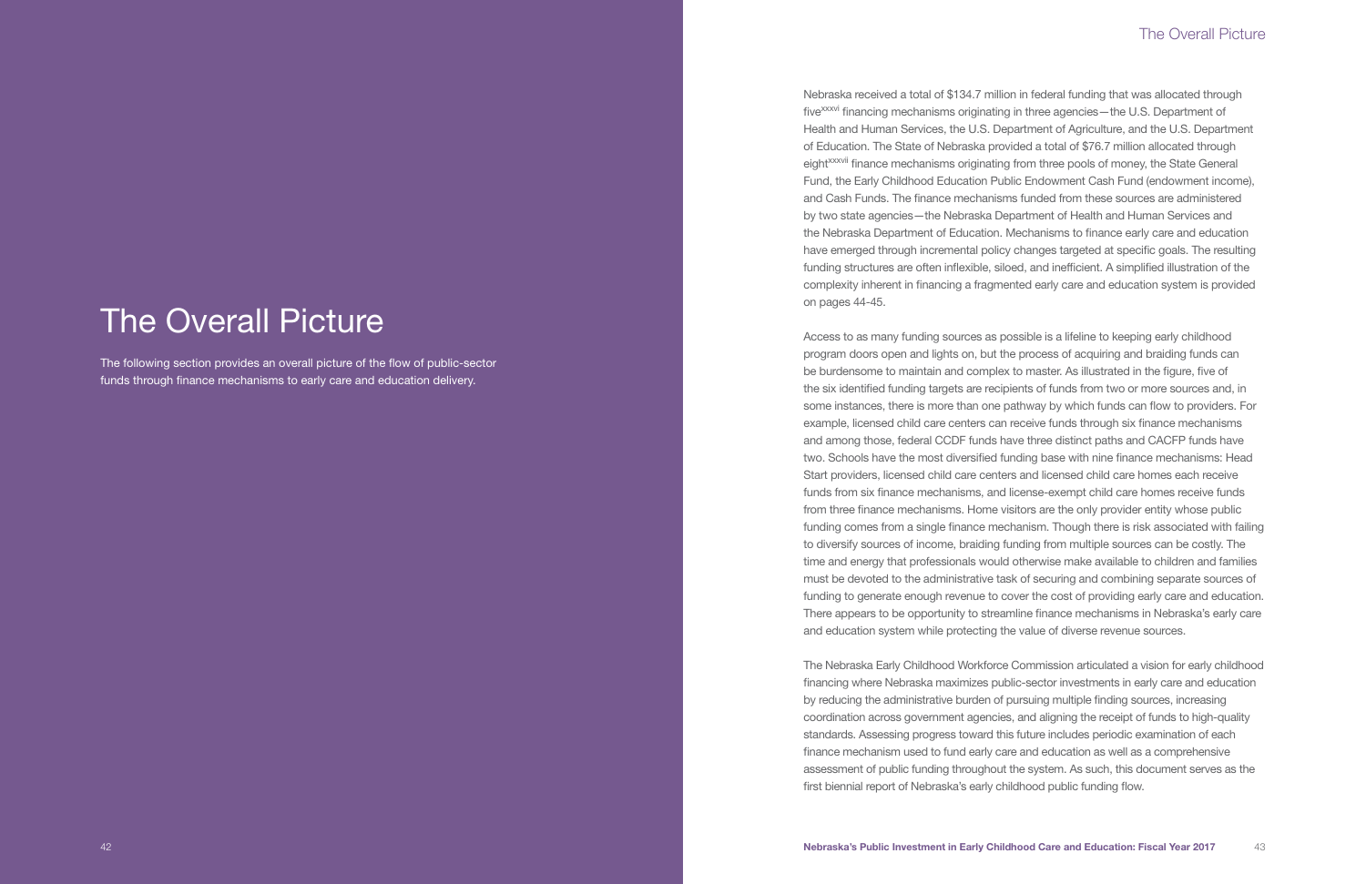# The Overall Picture

The following section provides an overall picture of the flow of public-sector funds through finance mechanisms to early care and education delivery.

Nebraska received a total of $134.7 million in federal funding that was allocated through five[xxxvi] financing mechanisms originating in three agencies—the U.S. Department of Health and Human Services, the U.S. Department of Agriculture, and the U.S. Department of Education. The State of Nebraska provided a total of $76.7 million allocated through eight[xxxvii] finance mechanisms originating from three pools of money, the State General Fund, the Early Childhood Education Public Endowment Cash Fund (endowment income), and Cash Funds. The finance mechanisms funded from these sources are administered by two state agencies—the Nebraska Department of Health and Human Services and the Nebraska Department of Education. Mechanisms to finance early care and education have emerged through incremental policy changes targeted at specific goals. The resulting funding structures are often inflexible, siloed, and inefficient. A simplified illustration of the complexity inherent in financing a fragmented early care and education system is provided on pages 44-45.

Access to as many funding sources as possible is a lifeline to keeping early childhood program doors open and lights on, but the process of acquiring and braiding funds can be burdensome to maintain and complex to master. As illustrated in the figure, five of the six identified funding targets are recipients of funds from two or more sources and, in some instances, there is more than one pathway by which funds can flow to providers. For example, licensed child care centers can receive funds through six finance mechanisms and among those, federal CCDF funds have three distinct paths and CACFP funds have two. Schools have the most diversified funding base with nine finance mechanisms: Head Start providers, licensed child care centers and licensed child care homes each receive funds from six finance mechanisms, and license-exempt child care homes receive funds from three finance mechanisms. Home visitors are the only provider entity whose public funding comes from a single finance mechanism. Though there is risk associated with failing to diversify sources of income, braiding funding from multiple sources can be costly. The time and energy that professionals would otherwise make available to children and families must be devoted to the administrative task of securing and combining separate sources of funding to generate enough revenue to cover the cost of providing early care and education. There appears to be opportunity to streamline finance mechanisms in Nebraska's early care and education system while protecting the value of diverse revenue sources.

The Nebraska Early Childhood Workforce Commission articulated a vision for early childhood financing where Nebraska maximizes public-sector investments in early care and education by reducing the administrative burden of pursuing multiple finding sources, increasing coordination across government agencies, and aligning the receipt of funds to high-quality standards. Assessing progress toward this future includes periodic examination of each finance mechanism used to fund early care and education as well as a comprehensive assessment of public funding throughout the system. As such, this document serves as the first biennial report of Nebraska's early childhood public funding flow.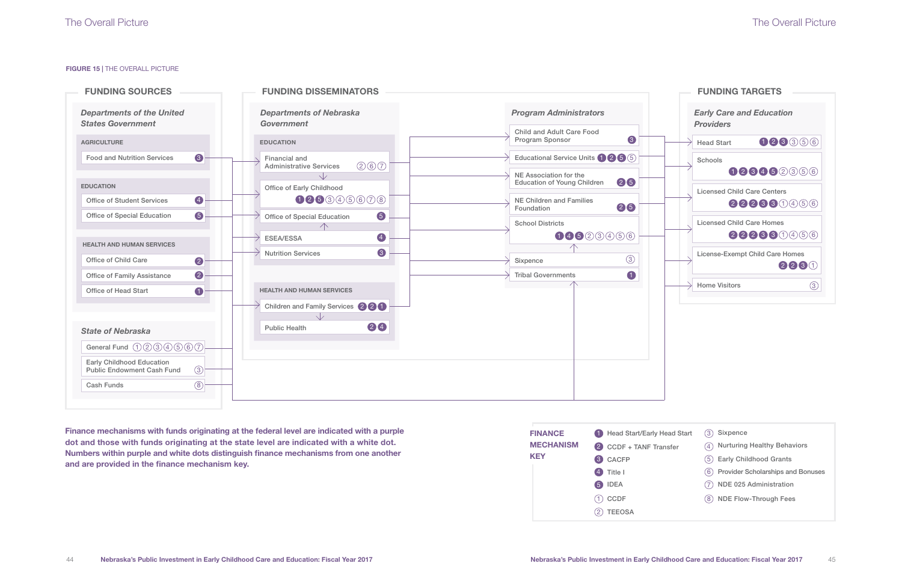**FIGURE 15** | THE OVERALL PICTURE

## FUNDING SOURCES

### *Departments of the United States Government*

**AGRICULTURE**
- Food and Nutrition Services ❸

**EDUCATION**
- Office of Student Services ❹
- Office of Special Education ❺

**HEALTH AND HUMAN SERVICES**
- Office of Child Care ❷
- Office of Family Assistance ❷
- Office of Head Start ❶

### *State of Nebraska*
- General Fund ①②③④⑤⑥⑦
- Early Childhood Education Public Endowment Cash Fund ③
- Cash Funds ⑧

## FUNDING DISSEMINATORS

### *Departments of Nebraska Government*

**EDUCATION**
- Financial and Administrative Services ②⑥⑦
- Office of Early Childhood ❶❷❺③④⑤⑥⑦⑧
- Office of Special Education ❺
- ESEA/ESSA ❹
- Nutrition Services ❸

**HEALTH AND HUMAN SERVICES**
- Children and Family Services ❷❷①
- Public Health ❷❹

### *Program Administrators*
- Child and Adult Care Food Program Sponsor ❸
- Educational Service Units ❶❷❺⑤
- NE Association for the Education of Young Children ❷❺
- NE Children and Families Foundation ❷❺
- School Districts ❶❹❺②③④⑤⑥
- Sixpence ③
- Tribal Governments ❶

## FUNDING TARGETS

### *Early Care and Education Providers*
- Head Start ❶❷❸③⑤⑥
- Schools ❶❷❸❹❺②③⑤⑥
- Licensed Child Care Centers ❷❷❷❸❸①④⑤⑥
- Licensed Child Care Homes ❷❷❷❸❸①④⑤⑥
- License-Exempt Child Care Homes ❷❷❸①
- Home Visitors ③

**Finance mechanisms with funds originating at the federal level are indicated with a purple dot and those with funds originating at the state level are indicated with a white dot. Numbers within purple and white dots distinguish finance mechanisms from one another and are provided in the finance mechanism key.**

**FINANCE MECHANISM KEY**

| Federal (purple dot) | State (white dot) |
|---|---|
| ❶ Head Start/Early Head Start | ③ Sixpence |
| ❷ CCDF + TANF Transfer | ④ Nurturing Healthy Behaviors |
| ❸ CACFP | ⑤ Early Childhood Grants |
| ❹ Title I | ⑥ Provider Scholarships and Bonuses |
| ❺ IDEA | ⑦ NDE 025 Administration |
| | ① CCDF |
| | ② TEEOSA |
| | ⑧ NDE Flow-Through Fees |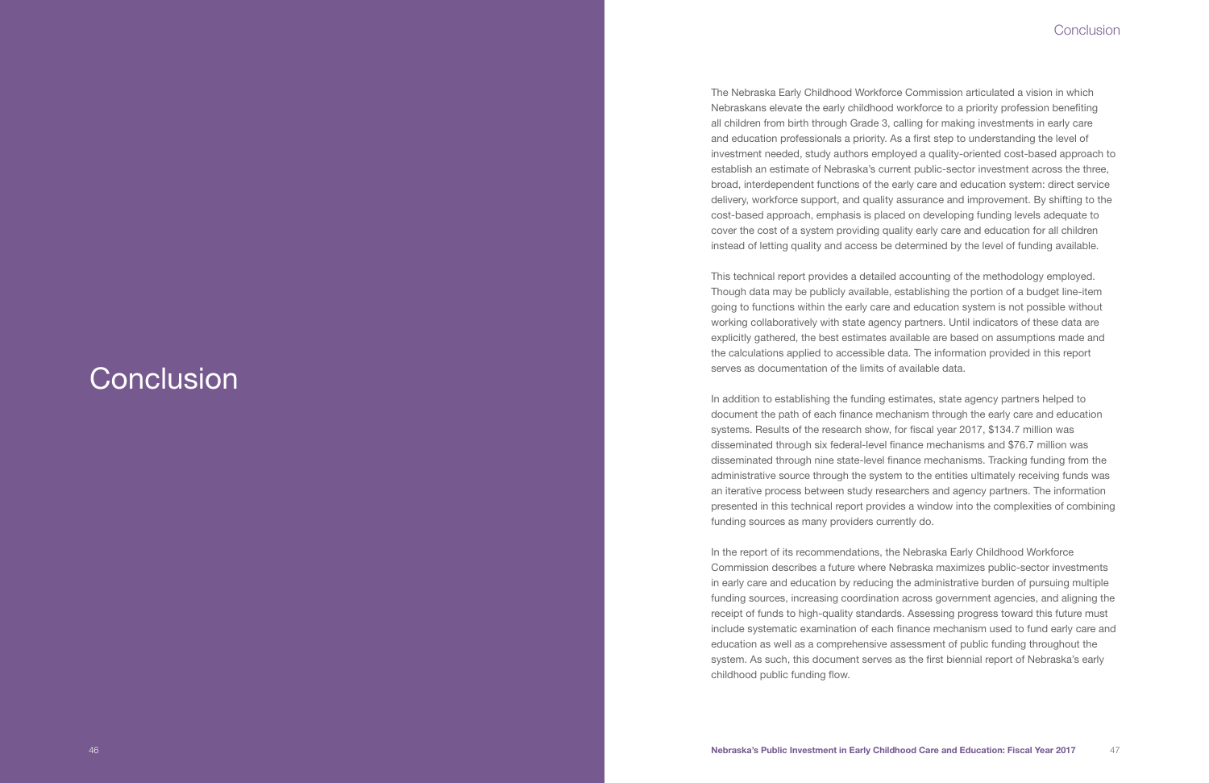# Conclusion

The Nebraska Early Childhood Workforce Commission articulated a vision in which Nebraskans elevate the early childhood workforce to a priority profession benefiting all children from birth through Grade 3, calling for making investments in early care and education professionals a priority. As a first step to understanding the level of investment needed, study authors employed a quality-oriented cost-based approach to establish an estimate of Nebraska's current public-sector investment across the three, broad, interdependent functions of the early care and education system: direct service delivery, workforce support, and quality assurance and improvement. By shifting to the cost-based approach, emphasis is placed on developing funding levels adequate to cover the cost of a system providing quality early care and education for all children instead of letting quality and access be determined by the level of funding available.

This technical report provides a detailed accounting of the methodology employed. Though data may be publicly available, establishing the portion of a budget line-item going to functions within the early care and education system is not possible without working collaboratively with state agency partners. Until indicators of these data are explicitly gathered, the best estimates available are based on assumptions made and the calculations applied to accessible data. The information provided in this report serves as documentation of the limits of available data.

In addition to establishing the funding estimates, state agency partners helped to document the path of each finance mechanism through the early care and education systems. Results of the research show, for fiscal year 2017, $134.7 million was disseminated through six federal-level finance mechanisms and $76.7 million was disseminated through nine state-level finance mechanisms. Tracking funding from the administrative source through the system to the entities ultimately receiving funds was an iterative process between study researchers and agency partners. The information presented in this technical report provides a window into the complexities of combining funding sources as many providers currently do.

In the report of its recommendations, the Nebraska Early Childhood Workforce Commission describes a future where Nebraska maximizes public-sector investments in early care and education by reducing the administrative burden of pursuing multiple funding sources, increasing coordination across government agencies, and aligning the receipt of funds to high-quality standards. Assessing progress toward this future must include systematic examination of each finance mechanism used to fund early care and education as well as a comprehensive assessment of public funding throughout the system. As such, this document serves as the first biennial report of Nebraska's early childhood public funding flow.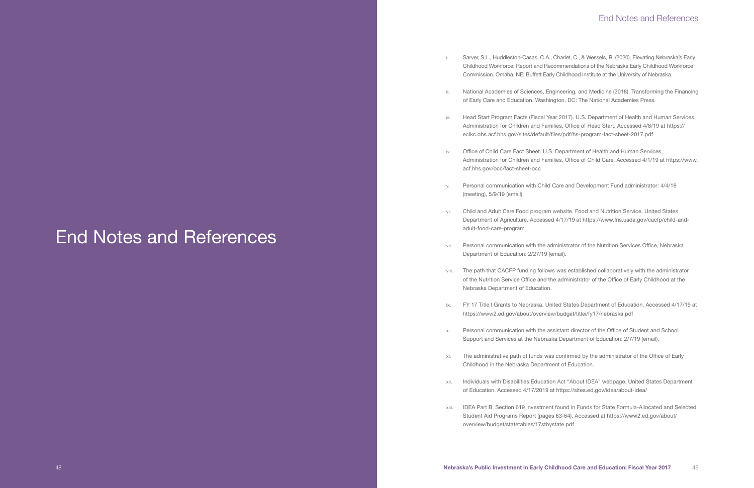# End Notes and References

i. Sarver, S.L., Huddleston-Casas, C.A., Charlet, C., & Wessels, R. (2020). Elevating Nebraska's Early Childhood Workforce: Report and Recommendations of the Nebraska Early Childhood Workforce Commission. Omaha, NE: Buffett Early Childhood Institute at the University of Nebraska.

ii. National Academies of Sciences, Engineering, and Medicine (2018). Transforming the Financing of Early Care and Education. Washington, DC: The National Academies Press.

iii. Head Start Program Facts (Fiscal Year 2017). U.S. Department of Health and Human Services, Administration for Children and Families, Office of Head Start. Accessed 4/8/19 at https://eclkc.ohs.acf.hhs.gov/sites/default/files/pdf/hs-program-fact-sheet-2017.pdf

iv. Office of Child Care Fact Sheet. U.S. Department of Health and Human Services, Administration for Children and Families, Office of Child Care. Accessed 4/1/19 at https://www.acf.hhs.gov/occ/fact-sheet-occ

v. Personal communication with Child Care and Development Fund administrator: 4/4/19 (meeting), 5/9/19 (email).

vi. Child and Adult Care Food program website. Food and Nutrition Service, United States Department of Agriculture. Accessed 4/17/19 at https://www.fns.usda.gov/cacfp/child-and-adult-food-care-program

vii. Personal communication with the administrator of the Nutrition Services Office, Nebraska Department of Education: 2/27/19 (email).

viii. The path that CACFP funding follows was established collaboratively with the administrator of the Nutrition Service Office and the administrator of the Office of Early Childhood at the Nebraska Department of Education.

ix. FY 17 Title I Grants to Nebraska. United States Department of Education. Accessed 4/17/19 at https://www2.ed.gov/about/overview/budget/titlei/fy17/nebraska.pdf

x. Personal communication with the assistant director of the Office of Student and School Support and Services at the Nebraska Department of Education: 2/7/19 (email).

xi. The administrative path of funds was confirmed by the administrator of the Office of Early Childhood in the Nebraska Department of Education.

xii. Individuals with Disabilities Education Act "About IDEA" webpage. United States Department of Education. Accessed 4/17/2019 at https://sites.ed.gov/idea/about-idea/

xiii. IDEA Part B, Section 619 investment found in Funds for State Formula-Allocated and Selected Student Aid Programs Report (pages 63-64). Accessed at https://www2.ed.gov/about/overview/budget/statetables/17stbystate.pdf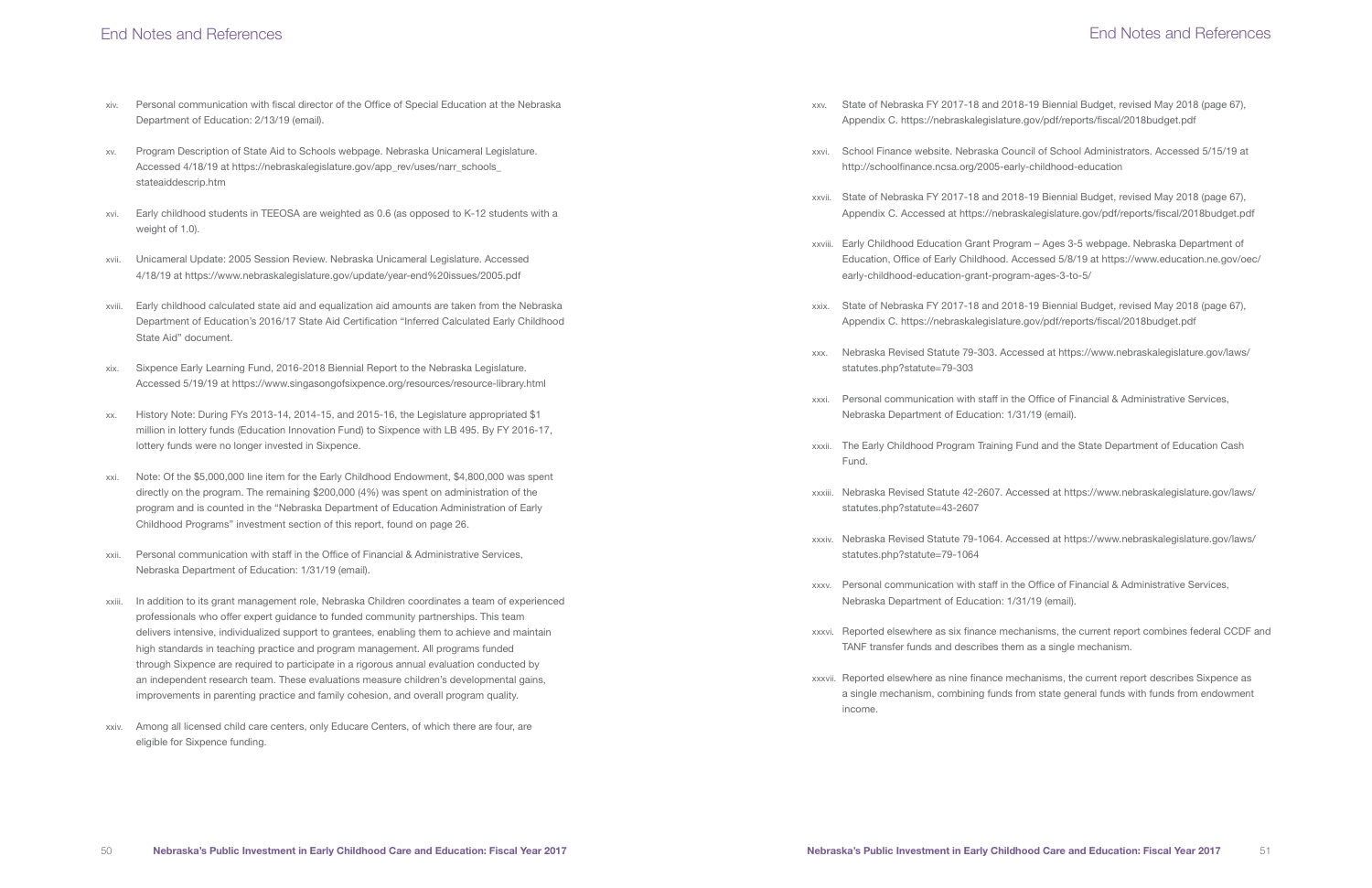## End Notes and References

xiv. Personal communication with fiscal director of the Office of Special Education at the Nebraska Department of Education: 2/13/19 (email).

xv. Program Description of State Aid to Schools webpage. Nebraska Unicameral Legislature. Accessed 4/18/19 at https://nebraskalegislature.gov/app_rev/uses/narr_schools_stateaiddescrip.htm

xvi. Early childhood students in TEEOSA are weighted as 0.6 (as opposed to K-12 students with a weight of 1.0).

xvii. Unicameral Update: 2005 Session Review. Nebraska Unicameral Legislature. Accessed 4/18/19 at https://www.nebraskalegislature.gov/update/year-end%20issues/2005.pdf

xviii. Early childhood calculated state aid and equalization aid amounts are taken from the Nebraska Department of Education's 2016/17 State Aid Certification "Inferred Calculated Early Childhood State Aid" document.

xix. Sixpence Early Learning Fund, 2016-2018 Biennial Report to the Nebraska Legislature. Accessed 5/19/19 at https://www.singasongofsixpence.org/resources/resource-library.html

xx. History Note: During FYs 2013-14, 2014-15, and 2015-16, the Legislature appropriated $1 million in lottery funds (Education Innovation Fund) to Sixpence with LB 495. By FY 2016-17, lottery funds were no longer invested in Sixpence.

xxi. Note: Of the $5,000,000 line item for the Early Childhood Endowment, $4,800,000 was spent directly on the program. The remaining $200,000 (4%) was spent on administration of the program and is counted in the "Nebraska Department of Education Administration of Early Childhood Programs" investment section of this report, found on page 26.

xxii. Personal communication with staff in the Office of Financial & Administrative Services, Nebraska Department of Education: 1/31/19 (email).

xxiii. In addition to its grant management role, Nebraska Children coordinates a team of experienced professionals who offer expert guidance to funded community partnerships. This team delivers intensive, individualized support to grantees, enabling them to achieve and maintain high standards in teaching practice and program management. All programs funded through Sixpence are required to participate in a rigorous annual evaluation conducted by an independent research team. These evaluations measure children's developmental gains, improvements in parenting practice and family cohesion, and overall program quality.

xxiv. Among all licensed child care centers, only Educare Centers, of which there are four, are eligible for Sixpence funding.

xxv. State of Nebraska FY 2017-18 and 2018-19 Biennial Budget, revised May 2018 (page 67), Appendix C. https://nebraskalegislature.gov/pdf/reports/fiscal/2018budget.pdf

xxvi. School Finance website. Nebraska Council of School Administrators. Accessed 5/15/19 at http://schoolfinance.ncsa.org/2005-early-childhood-education

xxvii. State of Nebraska FY 2017-18 and 2018-19 Biennial Budget, revised May 2018 (page 67), Appendix C. Accessed at https://nebraskalegislature.gov/pdf/reports/fiscal/2018budget.pdf

xxviii. Early Childhood Education Grant Program – Ages 3-5 webpage. Nebraska Department of Education, Office of Early Childhood. Accessed 5/8/19 at https://www.education.ne.gov/oec/early-childhood-education-grant-program-ages-3-to-5/

xxix. State of Nebraska FY 2017-18 and 2018-19 Biennial Budget, revised May 2018 (page 67), Appendix C. https://nebraskalegislature.gov/pdf/reports/fiscal/2018budget.pdf

xxx. Nebraska Revised Statute 79-303. Accessed at https://www.nebraskalegislature.gov/laws/statutes.php?statute=79-303

xxxi. Personal communication with staff in the Office of Financial & Administrative Services, Nebraska Department of Education: 1/31/19 (email).

xxxii. The Early Childhood Program Training Fund and the State Department of Education Cash Fund.

xxxiii. Nebraska Revised Statute 42-2607. Accessed at https://www.nebraskalegislature.gov/laws/statutes.php?statute=43-2607

xxxiv. Nebraska Revised Statute 79-1064. Accessed at https://www.nebraskalegislature.gov/laws/statutes.php?statute=79-1064

xxxv. Personal communication with staff in the Office of Financial & Administrative Services, Nebraska Department of Education: 1/31/19 (email).

xxxvi. Reported elsewhere as six finance mechanisms, the current report combines federal CCDF and TANF transfer funds and describes them as a single mechanism.

xxxvii. Reported elsewhere as nine finance mechanisms, the current report describes Sixpence as a single mechanism, combining funds from state general funds with funds from endowment income.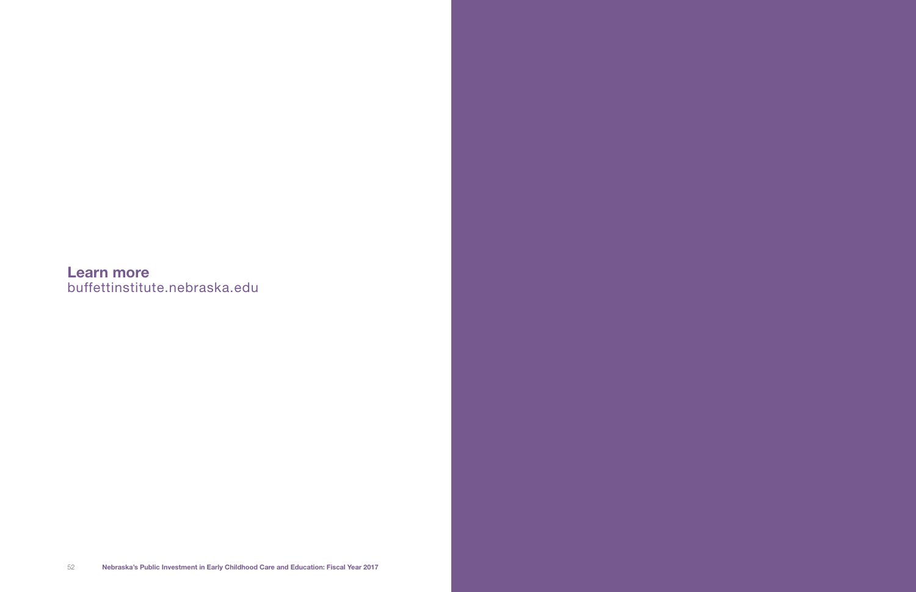**Learn more**
buffettinstitute.nebraska.edu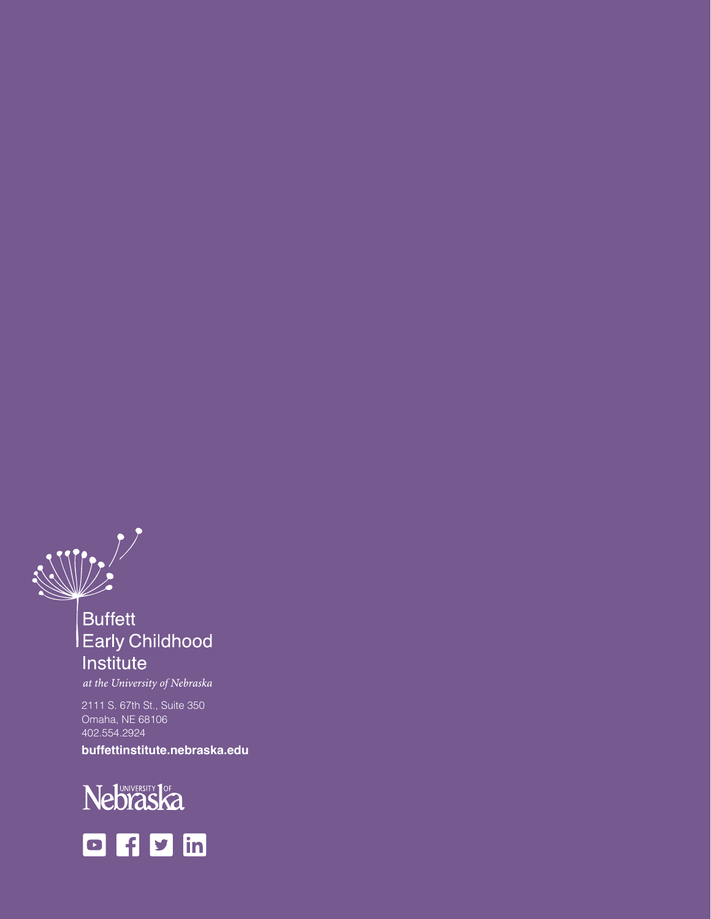Buffett
Early Childhood
Institute

*at the University of Nebraska*

2111 S. 67th St., Suite 350
Omaha, NE 68106
402.554.2924

**buffettinstitute.nebraska.edu**

Nebraska UNIVERSITY OF